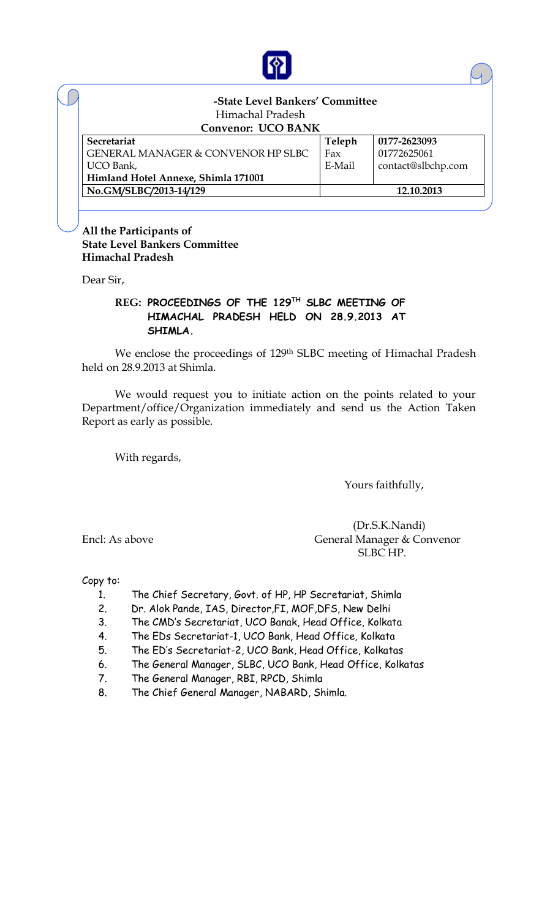**-State Level Bankers' Committee**

Himachal Pradesh

**Convenor: UCO BANK**

| **Secretariat** | **Teleph** | **0177-2623093** |
|---|---|---|
| GENERAL MANAGER & CONVENOR HP SLBC | Fax | 01772625061 |
| UCO Bank, | E-Mail | contact@slbchp.com |
| **Himland Hotel Annexe, Shimla 171001** | | |
| **No.GM/SLBC/2013-14/129** | **12.10.2013** | |

**All the Participants of**
**State Level Bankers Committee**
**Himachal Pradesh**

Dear Sir,

**REG: PROCEEDINGS OF THE 129TH SLBC MEETING OF HIMACHAL PRADESH HELD ON 28.9.2013 AT SHIMLA.**

We enclose the proceedings of 129th SLBC meeting of Himachal Pradesh held on 28.9.2013 at Shimla.

We would request you to initiate action on the points related to your Department/office/Organization immediately and send us the Action Taken Report as early as possible.

With regards,

Yours faithfully,

(Dr.S.K.Nandi)
General Manager & Convenor
SLBC HP.

Encl: As above

Copy to:

1. The Chief Secretary, Govt. of HP, HP Secretariat, Shimla
2. Dr. Alok Pande, IAS, Director,FI, MOF,DFS, New Delhi
3. The CMD's Secretariat, UCO Banak, Head Office, Kolkata
4. The EDs Secretariat-1, UCO Bank, Head Office, Kolkata
5. The ED's Secretariat-2, UCO Bank, Head Office, Kolkatas
6. The General Manager, SLBC, UCO Bank, Head Office, Kolkatas
7. The General Manager, RBI, RPCD, Shimla
8. The Chief General Manager, NABARD, Shimla.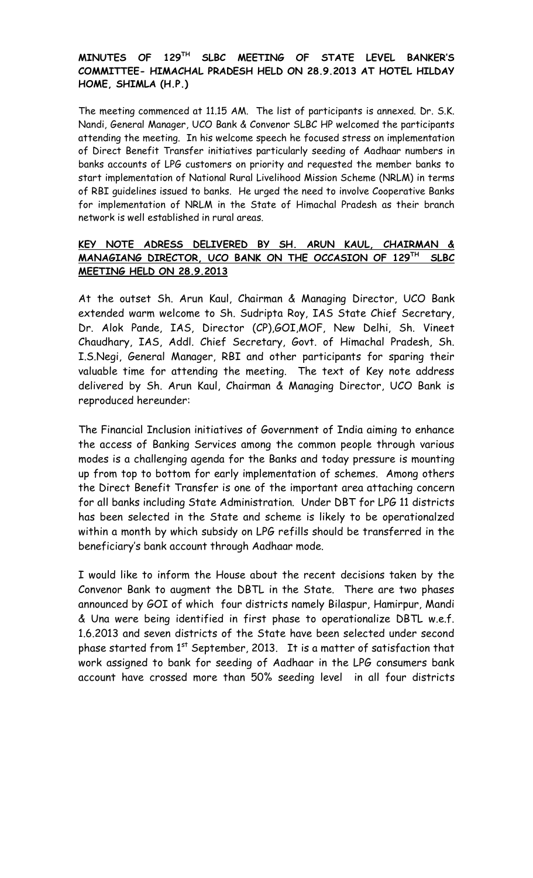**MINUTES OF 129TH SLBC MEETING OF STATE LEVEL BANKER'S COMMITTEE- HIMACHAL PRADESH HELD ON 28.9.2013 AT HOTEL HILDAY HOME, SHIMLA (H.P.)**

The meeting commenced at 11.15 AM. The list of participants is annexed. Dr. S.K. Nandi, General Manager, UCO Bank & Convenor SLBC HP welcomed the participants attending the meeting. In his welcome speech he focused stress on implementation of Direct Benefit Transfer initiatives particularly seeding of Aadhaar numbers in banks accounts of LPG customers on priority and requested the member banks to start implementation of National Rural Livelihood Mission Scheme (NRLM) in terms of RBI guidelines issued to banks. He urged the need to involve Cooperative Banks for implementation of NRLM in the State of Himachal Pradesh as their branch network is well established in rural areas.

**KEY NOTE ADRESS DELIVERED BY SH. ARUN KAUL, CHAIRMAN & MANAGIANG DIRECTOR, UCO BANK ON THE OCCASION OF 129TH SLBC MEETING HELD ON 28.9.2013**

At the outset Sh. Arun Kaul, Chairman & Managing Director, UCO Bank extended warm welcome to Sh. Sudripta Roy, IAS State Chief Secretary, Dr. Alok Pande, IAS, Director (CP),GOI,MOF, New Delhi, Sh. Vineet Chaudhary, IAS, Addl. Chief Secretary, Govt. of Himachal Pradesh, Sh. I.S.Negi, General Manager, RBI and other participants for sparing their valuable time for attending the meeting. The text of Key note address delivered by Sh. Arun Kaul, Chairman & Managing Director, UCO Bank is reproduced hereunder:

The Financial Inclusion initiatives of Government of India aiming to enhance the access of Banking Services among the common people through various modes is a challenging agenda for the Banks and today pressure is mounting up from top to bottom for early implementation of schemes. Among others the Direct Benefit Transfer is one of the important area attaching concern for all banks including State Administration. Under DBT for LPG 11 districts has been selected in the State and scheme is likely to be operationalzed within a month by which subsidy on LPG refills should be transferred in the beneficiary's bank account through Aadhaar mode.

I would like to inform the House about the recent decisions taken by the Convenor Bank to augment the DBTL in the State. There are two phases announced by GOI of which four districts namely Bilaspur, Hamirpur, Mandi & Una were being identified in first phase to operationalize DBTL w.e.f. 1.6.2013 and seven districts of the State have been selected under second phase started from 1st September, 2013. It is a matter of satisfaction that work assigned to bank for seeding of Aadhaar in the LPG consumers bank account have crossed more than 50% seeding level in all four districts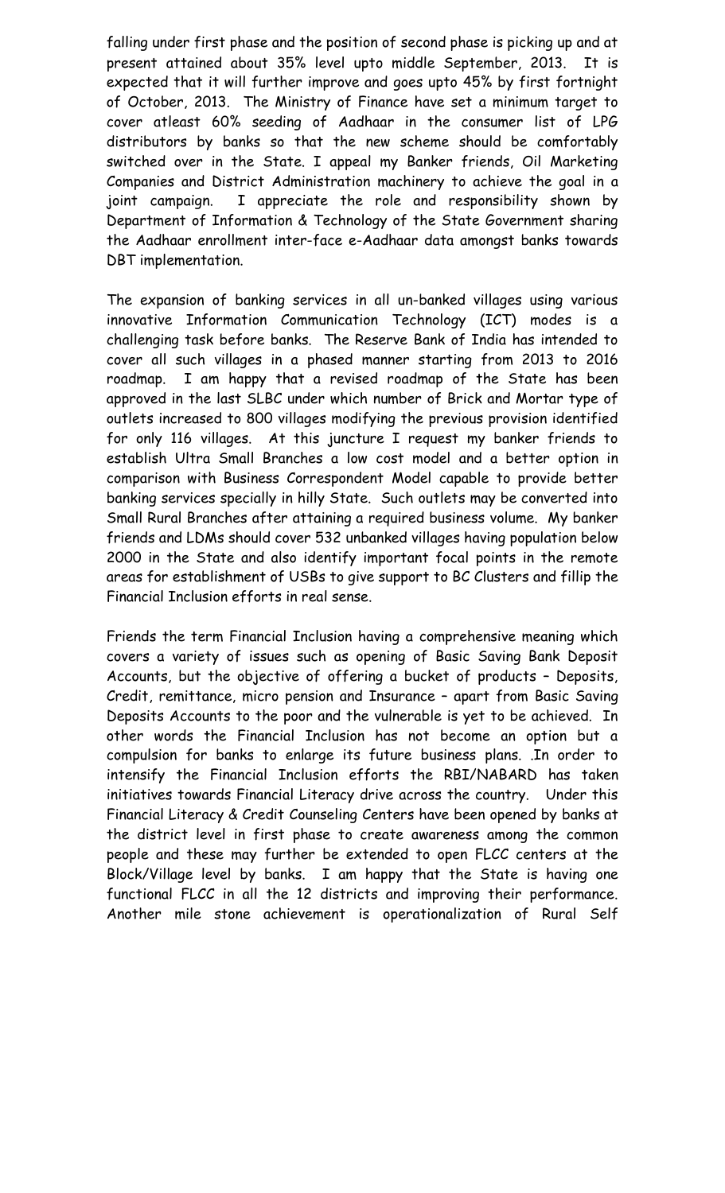falling under first phase and the position of second phase is picking up and at present attained about 35% level upto middle September, 2013. It is expected that it will further improve and goes upto 45% by first fortnight of October, 2013. The Ministry of Finance have set a minimum target to cover atleast 60% seeding of Aadhaar in the consumer list of LPG distributors by banks so that the new scheme should be comfortably switched over in the State. I appeal my Banker friends, Oil Marketing Companies and District Administration machinery to achieve the goal in a joint campaign. I appreciate the role and responsibility shown by Department of Information & Technology of the State Government sharing the Aadhaar enrollment inter-face e-Aadhaar data amongst banks towards DBT implementation.

The expansion of banking services in all un-banked villages using various innovative Information Communication Technology (ICT) modes is a challenging task before banks. The Reserve Bank of India has intended to cover all such villages in a phased manner starting from 2013 to 2016 roadmap. I am happy that a revised roadmap of the State has been approved in the last SLBC under which number of Brick and Mortar type of outlets increased to 800 villages modifying the previous provision identified for only 116 villages. At this juncture I request my banker friends to establish Ultra Small Branches a low cost model and a better option in comparison with Business Correspondent Model capable to provide better banking services specially in hilly State. Such outlets may be converted into Small Rural Branches after attaining a required business volume. My banker friends and LDMs should cover 532 unbanked villages having population below 2000 in the State and also identify important focal points in the remote areas for establishment of USBs to give support to BC Clusters and fillip the Financial Inclusion efforts in real sense.

Friends the term Financial Inclusion having a comprehensive meaning which covers a variety of issues such as opening of Basic Saving Bank Deposit Accounts, but the objective of offering a bucket of products – Deposits, Credit, remittance, micro pension and Insurance – apart from Basic Saving Deposits Accounts to the poor and the vulnerable is yet to be achieved. In other words the Financial Inclusion has not become an option but a compulsion for banks to enlarge its future business plans. .In order to intensify the Financial Inclusion efforts the RBI/NABARD has taken initiatives towards Financial Literacy drive across the country. Under this Financial Literacy & Credit Counseling Centers have been opened by banks at the district level in first phase to create awareness among the common people and these may further be extended to open FLCC centers at the Block/Village level by banks. I am happy that the State is having one functional FLCC in all the 12 districts and improving their performance. Another mile stone achievement is operationalization of Rural Self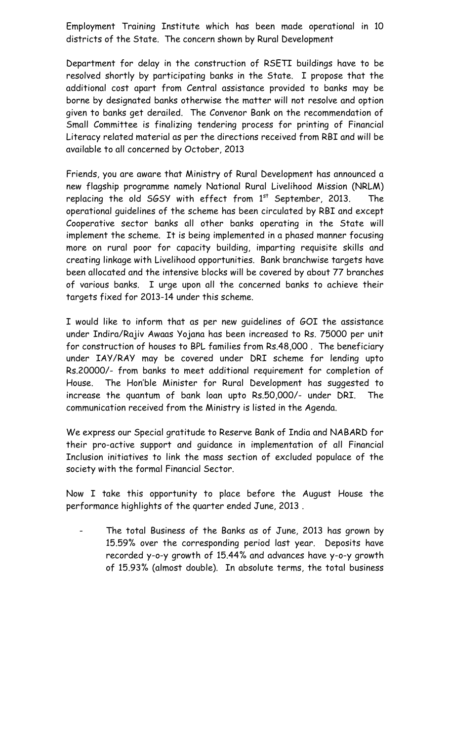Employment Training Institute which has been made operational in 10 districts of the State. The concern shown by Rural Development

Department for delay in the construction of RSETI buildings have to be resolved shortly by participating banks in the State. I propose that the additional cost apart from Central assistance provided to banks may be borne by designated banks otherwise the matter will not resolve and option given to banks get derailed. The Convenor Bank on the recommendation of Small Committee is finalizing tendering process for printing of Financial Literacy related material as per the directions received from RBI and will be available to all concerned by October, 2013

Friends, you are aware that Ministry of Rural Development has announced a new flagship programme namely National Rural Livelihood Mission (NRLM) replacing the old SGSY with effect from 1st September, 2013. The operational guidelines of the scheme has been circulated by RBI and except Cooperative sector banks all other banks operating in the State will implement the scheme. It is being implemented in a phased manner focusing more on rural poor for capacity building, imparting requisite skills and creating linkage with Livelihood opportunities. Bank branchwise targets have been allocated and the intensive blocks will be covered by about 77 branches of various banks. I urge upon all the concerned banks to achieve their targets fixed for 2013-14 under this scheme.

I would like to inform that as per new guidelines of GOI the assistance under Indira/Rajiv Awaas Yojana has been increased to Rs. 75000 per unit for construction of houses to BPL families from Rs.48,000 . The beneficiary under IAY/RAY may be covered under DRI scheme for lending upto Rs.20000/- from banks to meet additional requirement for completion of House. The Hon'ble Minister for Rural Development has suggested to increase the quantum of bank loan upto Rs.50,000/- under DRI. The communication received from the Ministry is listed in the Agenda.

We express our Special gratitude to Reserve Bank of India and NABARD for their pro-active support and guidance in implementation of all Financial Inclusion initiatives to link the mass section of excluded populace of the society with the formal Financial Sector.

Now I take this opportunity to place before the August House the performance highlights of the quarter ended June, 2013 .

- The total Business of the Banks as of June, 2013 has grown by 15.59% over the corresponding period last year. Deposits have recorded y-o-y growth of 15.44% and advances have y-o-y growth of 15.93% (almost double). In absolute terms, the total business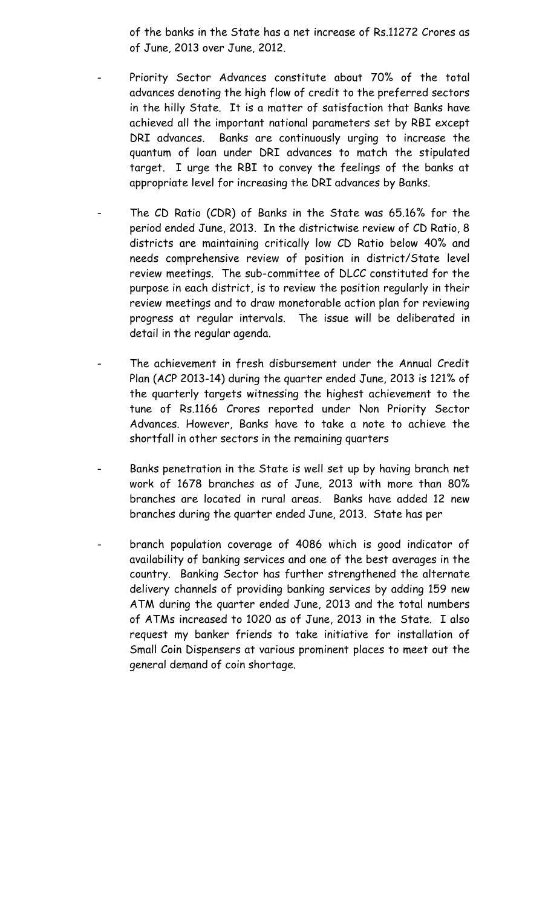of the banks in the State has a net increase of Rs.11272 Crores as of June, 2013 over June, 2012.

- Priority Sector Advances constitute about 70% of the total advances denoting the high flow of credit to the preferred sectors in the hilly State. It is a matter of satisfaction that Banks have achieved all the important national parameters set by RBI except DRI advances. Banks are continuously urging to increase the quantum of loan under DRI advances to match the stipulated target. I urge the RBI to convey the feelings of the banks at appropriate level for increasing the DRI advances by Banks.

- The CD Ratio (CDR) of Banks in the State was 65.16% for the period ended June, 2013. In the districtwise review of CD Ratio, 8 districts are maintaining critically low CD Ratio below 40% and needs comprehensive review of position in district/State level review meetings. The sub-committee of DLCC constituted for the purpose in each district, is to review the position regularly in their review meetings and to draw monetorable action plan for reviewing progress at regular intervals. The issue will be deliberated in detail in the regular agenda.

- The achievement in fresh disbursement under the Annual Credit Plan (ACP 2013-14) during the quarter ended June, 2013 is 121% of the quarterly targets witnessing the highest achievement to the tune of Rs.1166 Crores reported under Non Priority Sector Advances. However, Banks have to take a note to achieve the shortfall in other sectors in the remaining quarters

- Banks penetration in the State is well set up by having branch net work of 1678 branches as of June, 2013 with more than 80% branches are located in rural areas. Banks have added 12 new branches during the quarter ended June, 2013. State has per

- branch population coverage of 4086 which is good indicator of availability of banking services and one of the best averages in the country. Banking Sector has further strengthened the alternate delivery channels of providing banking services by adding 159 new ATM during the quarter ended June, 2013 and the total numbers of ATMs increased to 1020 as of June, 2013 in the State. I also request my banker friends to take initiative for installation of Small Coin Dispensers at various prominent places to meet out the general demand of coin shortage.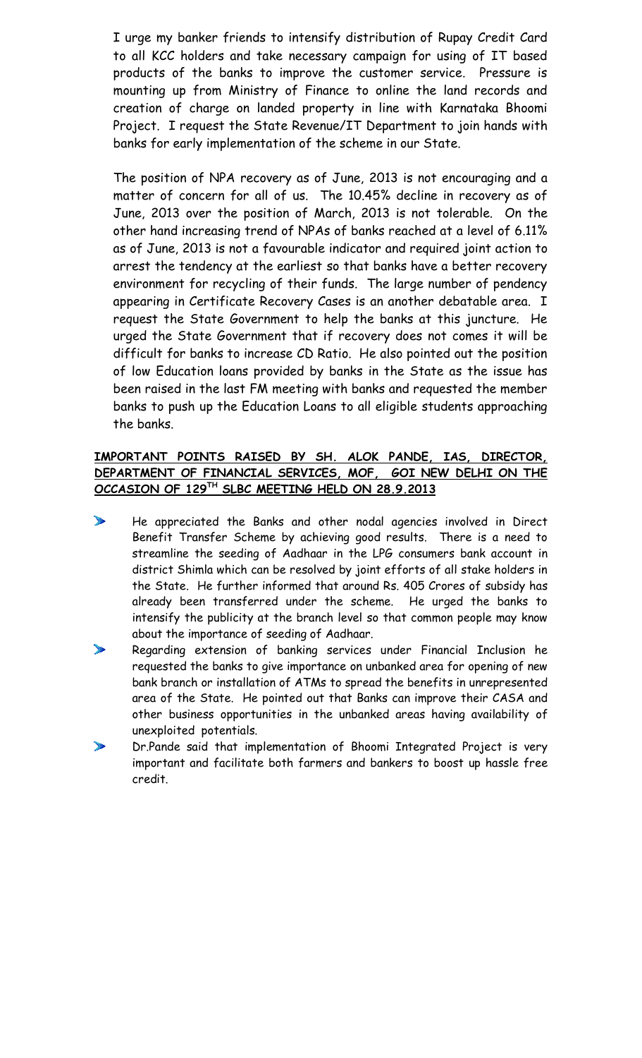I urge my banker friends to intensify distribution of Rupay Credit Card to all KCC holders and take necessary campaign for using of IT based products of the banks to improve the customer service. Pressure is mounting up from Ministry of Finance to online the land records and creation of charge on landed property in line with Karnataka Bhoomi Project. I request the State Revenue/IT Department to join hands with banks for early implementation of the scheme in our State.

The position of NPA recovery as of June, 2013 is not encouraging and a matter of concern for all of us. The 10.45% decline in recovery as of June, 2013 over the position of March, 2013 is not tolerable. On the other hand increasing trend of NPAs of banks reached at a level of 6.11% as of June, 2013 is not a favourable indicator and required joint action to arrest the tendency at the earliest so that banks have a better recovery environment for recycling of their funds. The large number of pendency appearing in Certificate Recovery Cases is an another debatable area. I request the State Government to help the banks at this juncture. He urged the State Government that if recovery does not comes it will be difficult for banks to increase CD Ratio. He also pointed out the position of low Education loans provided by banks in the State as the issue has been raised in the last FM meeting with banks and requested the member banks to push up the Education Loans to all eligible students approaching the banks.

**IMPORTANT POINTS RAISED BY SH. ALOK PANDE, IAS, DIRECTOR, DEPARTMENT OF FINANCIAL SERVICES, MOF, GOI NEW DELHI ON THE OCCASION OF 129TH SLBC MEETING HELD ON 28.9.2013**

- He appreciated the Banks and other nodal agencies involved in Direct Benefit Transfer Scheme by achieving good results. There is a need to streamline the seeding of Aadhaar in the LPG consumers bank account in district Shimla which can be resolved by joint efforts of all stake holders in the State. He further informed that around Rs. 405 Crores of subsidy has already been transferred under the scheme. He urged the banks to intensify the publicity at the branch level so that common people may know about the importance of seeding of Aadhaar.
- Regarding extension of banking services under Financial Inclusion he requested the banks to give importance on unbanked area for opening of new bank branch or installation of ATMs to spread the benefits in unrepresented area of the State. He pointed out that Banks can improve their CASA and other business opportunities in the unbanked areas having availability of unexploited potentials.
- Dr.Pande said that implementation of Bhoomi Integrated Project is very important and facilitate both farmers and bankers to boost up hassle free credit.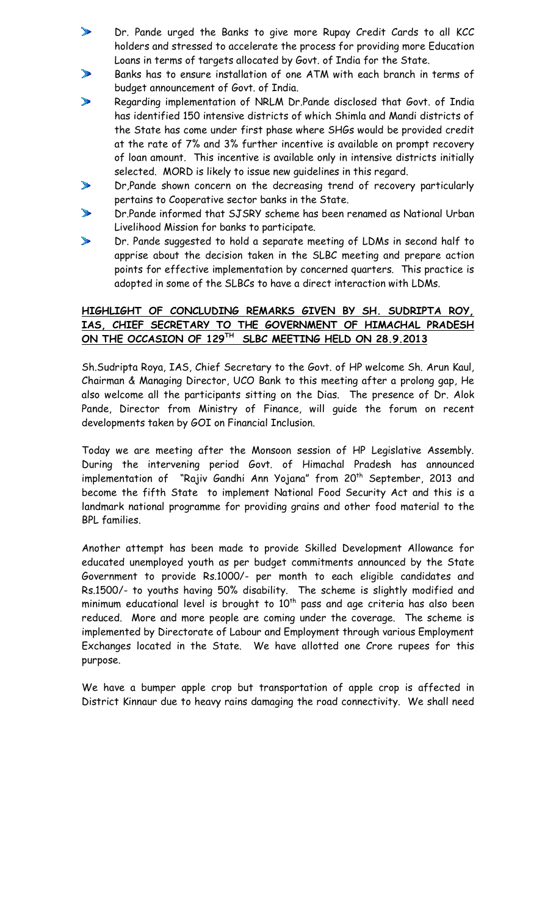- Dr. Pande urged the Banks to give more Rupay Credit Cards to all KCC holders and stressed to accelerate the process for providing more Education Loans in terms of targets allocated by Govt. of India for the State.
- Banks has to ensure installation of one ATM with each branch in terms of budget announcement of Govt. of India.
- Regarding implementation of NRLM Dr.Pande disclosed that Govt. of India has identified 150 intensive districts of which Shimla and Mandi districts of the State has come under first phase where SHGs would be provided credit at the rate of 7% and 3% further incentive is available on prompt recovery of loan amount. This incentive is available only in intensive districts initially selected. MORD is likely to issue new guidelines in this regard.
- Dr,Pande shown concern on the decreasing trend of recovery particularly pertains to Cooperative sector banks in the State.
- Dr.Pande informed that SJSRY scheme has been renamed as National Urban Livelihood Mission for banks to participate.
- Dr. Pande suggested to hold a separate meeting of LDMs in second half to apprise about the decision taken in the SLBC meeting and prepare action points for effective implementation by concerned quarters. This practice is adopted in some of the SLBCs to have a direct interaction with LDMs.

## HIGHLIGHT OF CONCLUDING REMARKS GIVEN BY SH. SUDRIPTA ROY, IAS, CHIEF SECRETARY TO THE GOVERNMENT OF HIMACHAL PRADESH ON THE OCCASION OF 129TH SLBC MEETING HELD ON 28.9.2013

Sh.Sudripta Roya, IAS, Chief Secretary to the Govt. of HP welcome Sh. Arun Kaul, Chairman & Managing Director, UCO Bank to this meeting after a prolong gap, He also welcome all the participants sitting on the Dias. The presence of Dr. Alok Pande, Director from Ministry of Finance, will guide the forum on recent developments taken by GOI on Financial Inclusion.

Today we are meeting after the Monsoon session of HP Legislative Assembly. During the intervening period Govt. of Himachal Pradesh has announced implementation of "Rajiv Gandhi Ann Yojana" from 20th September, 2013 and become the fifth State to implement National Food Security Act and this is a landmark national programme for providing grains and other food material to the BPL families.

Another attempt has been made to provide Skilled Development Allowance for educated unemployed youth as per budget commitments announced by the State Government to provide Rs.1000/- per month to each eligible candidates and Rs.1500/- to youths having 50% disability. The scheme is slightly modified and minimum educational level is brought to 10th pass and age criteria has also been reduced. More and more people are coming under the coverage. The scheme is implemented by Directorate of Labour and Employment through various Employment Exchanges located in the State. We have allotted one Crore rupees for this purpose.

We have a bumper apple crop but transportation of apple crop is affected in District Kinnaur due to heavy rains damaging the road connectivity. We shall need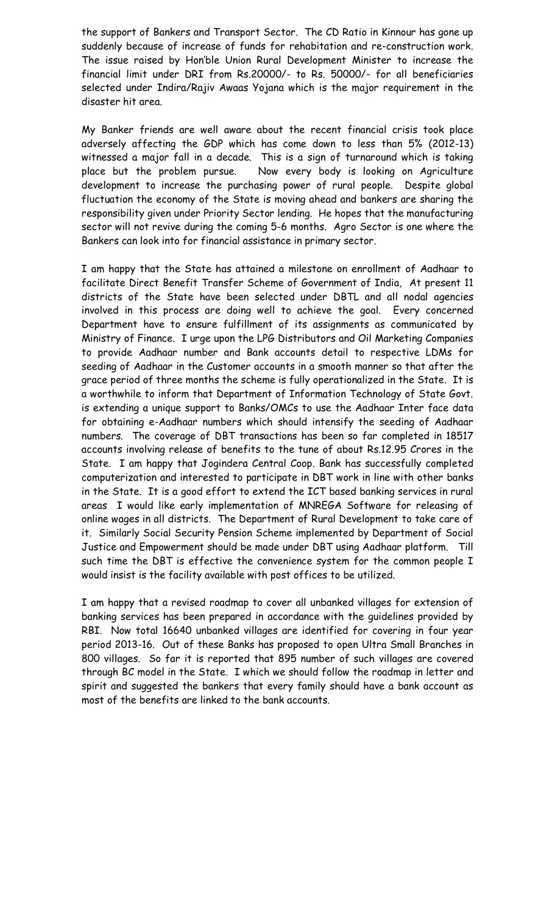the support of Bankers and Transport Sector. The CD Ratio in Kinnour has gone up suddenly because of increase of funds for rehabitation and re-construction work. The issue raised by Hon'ble Union Rural Development Minister to increase the financial limit under DRI from Rs.20000/- to Rs. 50000/- for all beneficiaries selected under Indira/Rajiv Awaas Yojana which is the major requirement in the disaster hit area.

My Banker friends are well aware about the recent financial crisis took place adversely affecting the GDP which has come down to less than 5% (2012-13) witnessed a major fall in a decade. This is a sign of turnaround which is taking place but the problem pursue. Now every body is looking on Agriculture development to increase the purchasing power of rural people. Despite global fluctuation the economy of the State is moving ahead and bankers are sharing the responsibility given under Priority Sector lending. He hopes that the manufacturing sector will not revive during the coming 5-6 months. Agro Sector is one where the Bankers can look into for financial assistance in primary sector.

I am happy that the State has attained a milestone on enrollment of Aadhaar to facilitate Direct Benefit Transfer Scheme of Government of India, At present 11 districts of the State have been selected under DBTL and all nodal agencies involved in this process are doing well to achieve the goal. Every concerned Department have to ensure fulfillment of its assignments as communicated by Ministry of Finance. I urge upon the LPG Distributors and Oil Marketing Companies to provide Aadhaar number and Bank accounts detail to respective LDMs for seeding of Aadhaar in the Customer accounts in a smooth manner so that after the grace period of three months the scheme is fully operationalized in the State. It is a worthwhile to inform that Department of Information Technology of State Govt. is extending a unique support to Banks/OMCs to use the Aadhaar Inter face data for obtaining e-Aadhaar numbers which should intensify the seeding of Aadhaar numbers. The coverage of DBT transactions has been so far completed in 18517 accounts involving release of benefits to the tune of about Rs.12.95 Crores in the State. I am happy that Jogindera Central Coop. Bank has successfully completed computerization and interested to participate in DBT work in line with other banks in the State. It is a good effort to extend the ICT based banking services in rural areas I would like early implementation of MNREGA Software for releasing of online wages in all districts. The Department of Rural Development to take care of it. Similarly Social Security Pension Scheme implemented by Department of Social Justice and Empowerment should be made under DBT using Aadhaar platform. Till such time the DBT is effective the convenience system for the common people I would insist is the facility available with post offices to be utilized.

I am happy that a revised roadmap to cover all unbanked villages for extension of banking services has been prepared in accordance with the guidelines provided by RBI. Now total 16640 unbanked villages are identified for covering in four year period 2013-16. Out of these Banks has proposed to open Ultra Small Branches in 800 villages. So far it is reported that 895 number of such villages are covered through BC model in the State. I which we should follow the roadmap in letter and spirit and suggested the bankers that every family should have a bank account as most of the benefits are linked to the bank accounts.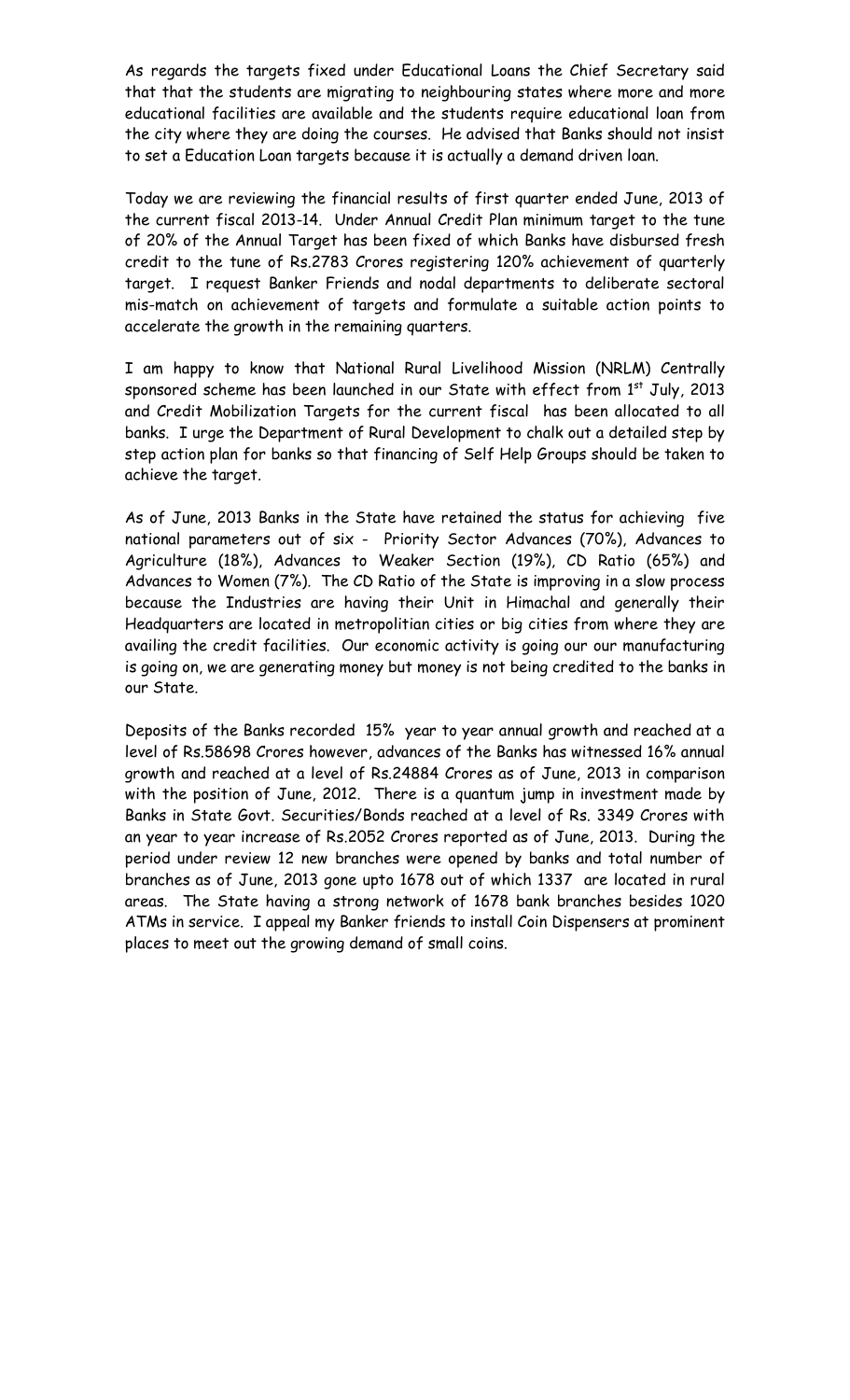As regards the targets fixed under Educational Loans the Chief Secretary said that that the students are migrating to neighbouring states where more and more educational facilities are available and the students require educational loan from the city where they are doing the courses. He advised that Banks should not insist to set a Education Loan targets because it is actually a demand driven loan.

Today we are reviewing the financial results of first quarter ended June, 2013 of the current fiscal 2013-14. Under Annual Credit Plan minimum target to the tune of 20% of the Annual Target has been fixed of which Banks have disbursed fresh credit to the tune of Rs.2783 Crores registering 120% achievement of quarterly target. I request Banker Friends and nodal departments to deliberate sectoral mis-match on achievement of targets and formulate a suitable action points to accelerate the growth in the remaining quarters.

I am happy to know that National Rural Livelihood Mission (NRLM) Centrally sponsored scheme has been launched in our State with effect from 1st July, 2013 and Credit Mobilization Targets for the current fiscal has been allocated to all banks. I urge the Department of Rural Development to chalk out a detailed step by step action plan for banks so that financing of Self Help Groups should be taken to achieve the target.

As of June, 2013 Banks in the State have retained the status for achieving five national parameters out of six - Priority Sector Advances (70%), Advances to Agriculture (18%), Advances to Weaker Section (19%), CD Ratio (65%) and Advances to Women (7%). The CD Ratio of the State is improving in a slow process because the Industries are having their Unit in Himachal and generally their Headquarters are located in metropolitan cities or big cities from where they are availing the credit facilities. Our economic activity is going our our manufacturing is going on, we are generating money but money is not being credited to the banks in our State.

Deposits of the Banks recorded 15% year to year annual growth and reached at a level of Rs.58698 Crores however, advances of the Banks has witnessed 16% annual growth and reached at a level of Rs.24884 Crores as of June, 2013 in comparison with the position of June, 2012. There is a quantum jump in investment made by Banks in State Govt. Securities/Bonds reached at a level of Rs. 3349 Crores with an year to year increase of Rs.2052 Crores reported as of June, 2013. During the period under review 12 new branches were opened by banks and total number of branches as of June, 2013 gone upto 1678 out of which 1337 are located in rural areas. The State having a strong network of 1678 bank branches besides 1020 ATMs in service. I appeal my Banker friends to install Coin Dispensers at prominent places to meet out the growing demand of small coins.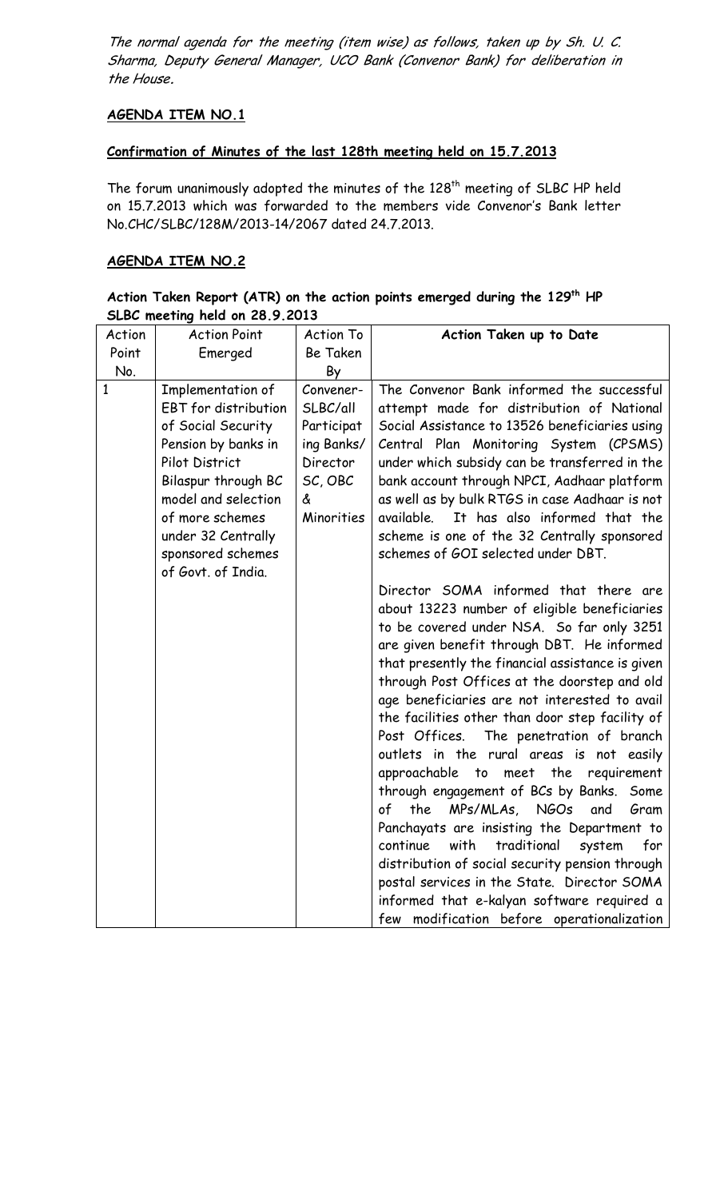*The normal agenda for the meeting (item wise) as follows, taken up by Sh. U. C. Sharma, Deputy General Manager, UCO Bank (Convenor Bank) for deliberation in the House.*

**AGENDA ITEM NO.1**

**Confirmation of Minutes of the last 128th meeting held on 15.7.2013**

The forum unanimously adopted the minutes of the 128th meeting of SLBC HP held on 15.7.2013 which was forwarded to the members vide Convenor's Bank letter No.CHC/SLBC/128M/2013-14/2067 dated 24.7.2013.

**AGENDA ITEM NO.2**

**Action Taken Report (ATR) on the action points emerged during the 129th HP SLBC meeting held on 28.9.2013**

| Action Point No. | Action Point Emerged | Action To Be Taken By | Action Taken up to Date |
|---|---|---|---|
| 1 | Implementation of EBT for distribution of Social Security Pension by banks in Pilot District Bilaspur through BC model and selection of more schemes under 32 Centrally sponsored schemes of Govt. of India. | Convener-SLBC/all Participating Banks/ Director SC, OBC & Minorities | The Convenor Bank informed the successful attempt made for distribution of National Social Assistance to 13526 beneficiaries using Central Plan Monitoring System (CPSMS) under which subsidy can be transferred in the bank account through NPCI, Aadhaar platform as well as by bulk RTGS in case Aadhaar is not available. It has also informed that the scheme is one of the 32 Centrally sponsored schemes of GOI selected under DBT.<br><br>Director SOMA informed that there are about 13223 number of eligible beneficiaries to be covered under NSA. So far only 3251 are given benefit through DBT. He informed that presently the financial assistance is given through Post Offices at the doorstep and old age beneficiaries are not interested to avail the facilities other than door step facility of Post Offices. The penetration of branch outlets in the rural areas is not easily approachable to meet the requirement through engagement of BCs by Banks. Some of the MPs/MLAs, NGOs and Gram Panchayats are insisting the Department to continue with traditional system for distribution of social security pension through postal services in the State. Director SOMA informed that e-kalyan software required a few modification before operationalization |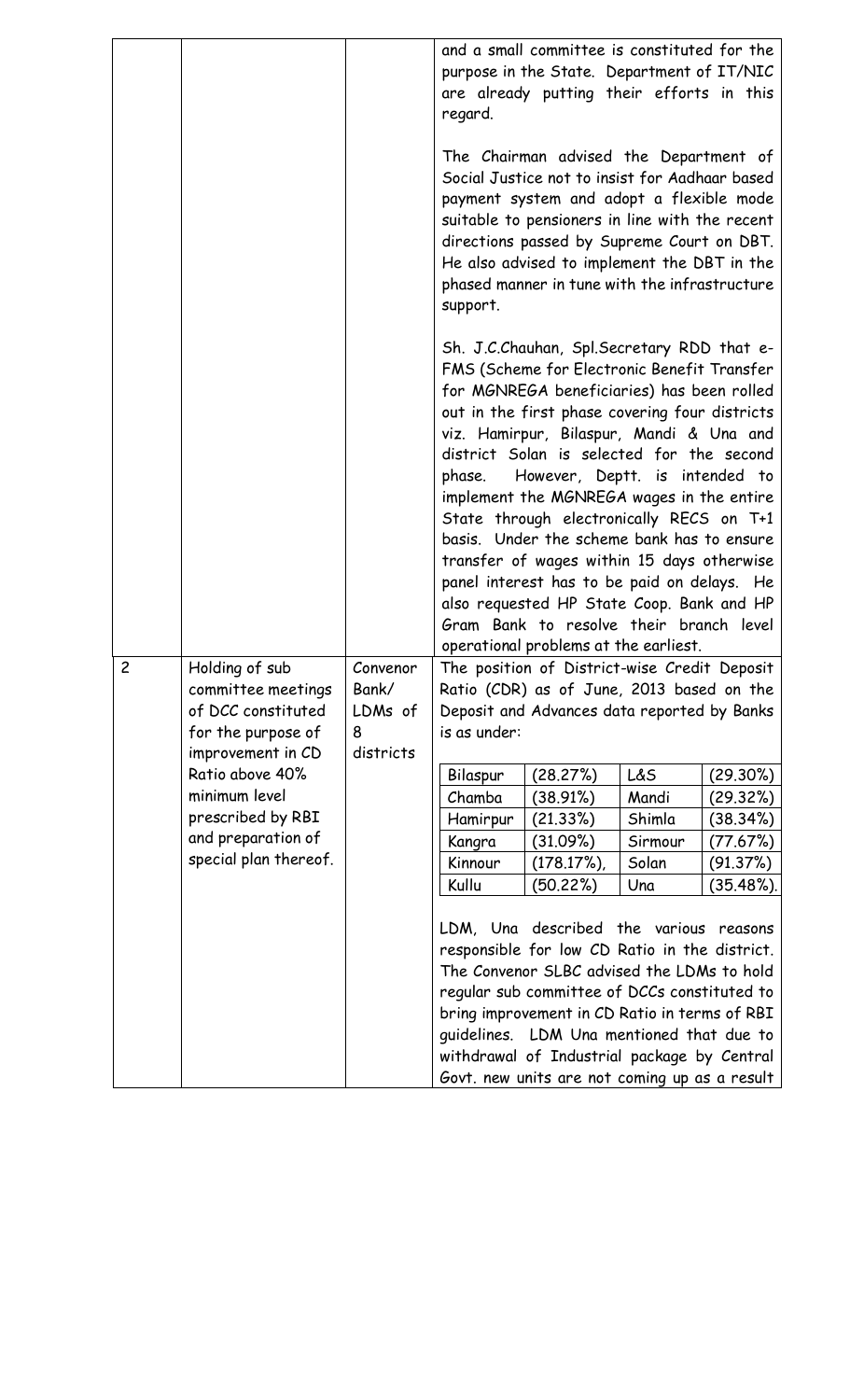| | | | |
|---|---|---|---|
| | | | and a small committee is constituted for the purpose in the State. Department of IT/NIC are already putting their efforts in this regard.<br><br>The Chairman advised the Department of Social Justice not to insist for Aadhaar based payment system and adopt a flexible mode suitable to pensioners in line with the recent directions passed by Supreme Court on DBT. He also advised to implement the DBT in the phased manner in tune with the infrastructure support.<br><br>Sh. J.C.Chauhan, Spl.Secretary RDD that e-FMS (Scheme for Electronic Benefit Transfer for MGNREGA beneficiaries) has been rolled out in the first phase covering four districts viz. Hamirpur, Bilaspur, Mandi & Una and district Solan is selected for the second phase. However, Deptt. is intended to implement the MGNREGA wages in the entire State through electronically RECS on T+1 basis. Under the scheme bank has to ensure transfer of wages within 15 days otherwise panel interest has to be paid on delays. He also requested HP State Coop. Bank and HP Gram Bank to resolve their branch level operational problems at the earliest. |
| 2 | Holding of sub committee meetings of DCC constituted for the purpose of improvement in CD Ratio above 40% minimum level prescribed by RBI and preparation of special plan thereof. | Convenor Bank/ LDMs of 8 districts | The position of District-wise Credit Deposit Ratio (CDR) as of June, 2013 based on the Deposit and Advances data reported by Banks is as under:<br><br>Bilaspur (28.27%) · L&S (29.30%)<br>Chamba (38.91%) · Mandi (29.32%)<br>Hamirpur (21.33%) · Shimla (38.34%)<br>Kangra (31.09%) · Sirmour (77.67%)<br>Kinnour (178.17%), · Solan (91.37%)<br>Kullu (50.22%) · Una (35.48%).<br><br>LDM, Una described the various reasons responsible for low CD Ratio in the district. The Convenor SLBC advised the LDMs to hold regular sub committee of DCCs constituted to bring improvement in CD Ratio in terms of RBI guidelines. LDM Una mentioned that due to withdrawal of Industrial package by Central Govt. new units are not coming up as a result |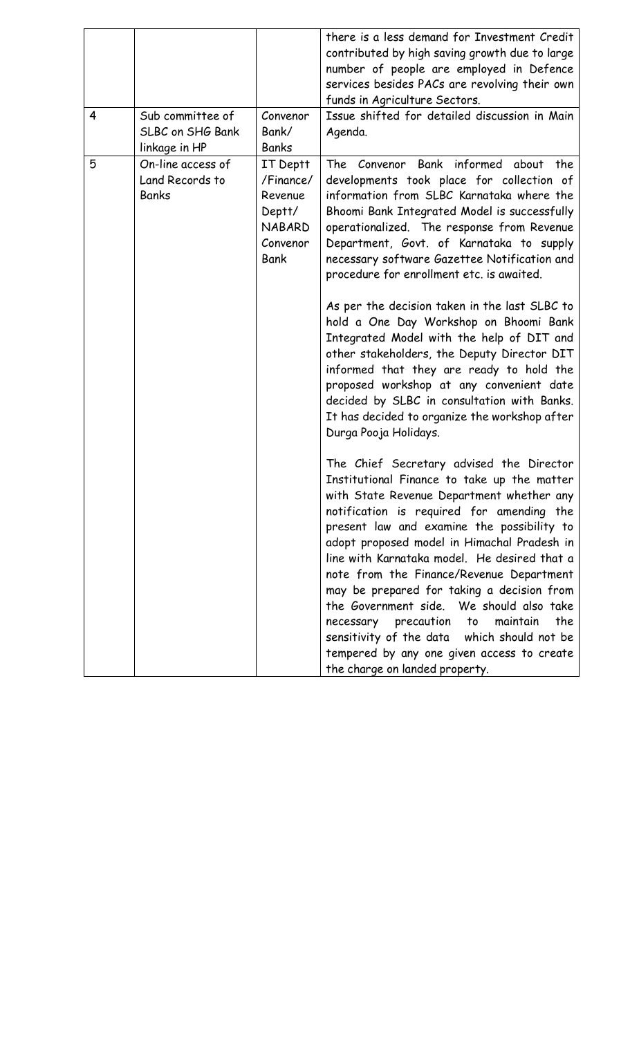|   |   |   | there is a less demand for Investment Credit contributed by high saving growth due to large number of people are employed in Defence services besides PACs are revolving their own funds in Agriculture Sectors. |
|---|---|---|---|
| 4 | Sub committee of SLBC on SHG Bank linkage in HP | Convenor Bank/ Banks | Issue shifted for detailed discussion in Main Agenda. |
| 5 | On-line access of Land Records to Banks | IT Deptt /Finance/ Revenue Deptt/ NABARD Convenor Bank | The Convenor Bank informed about the developments took place for collection of information from SLBC Karnataka where the Bhoomi Bank Integrated Model is successfully operationalized. The response from Revenue Department, Govt. of Karnataka to supply necessary software Gazettee Notification and procedure for enrollment etc. is awaited.<br><br>As per the decision taken in the last SLBC to hold a One Day Workshop on Bhoomi Bank Integrated Model with the help of DIT and other stakeholders, the Deputy Director DIT informed that they are ready to hold the proposed workshop at any convenient date decided by SLBC in consultation with Banks. It has decided to organize the workshop after Durga Pooja Holidays.<br><br>The Chief Secretary advised the Director Institutional Finance to take up the matter with State Revenue Department whether any notification is required for amending the present law and examine the possibility to adopt proposed model in Himachal Pradesh in line with Karnataka model. He desired that a note from the Finance/Revenue Department may be prepared for taking a decision from the Government side. We should also take necessary precaution to maintain the sensitivity of the data which should not be tempered by any one given access to create the charge on landed property. |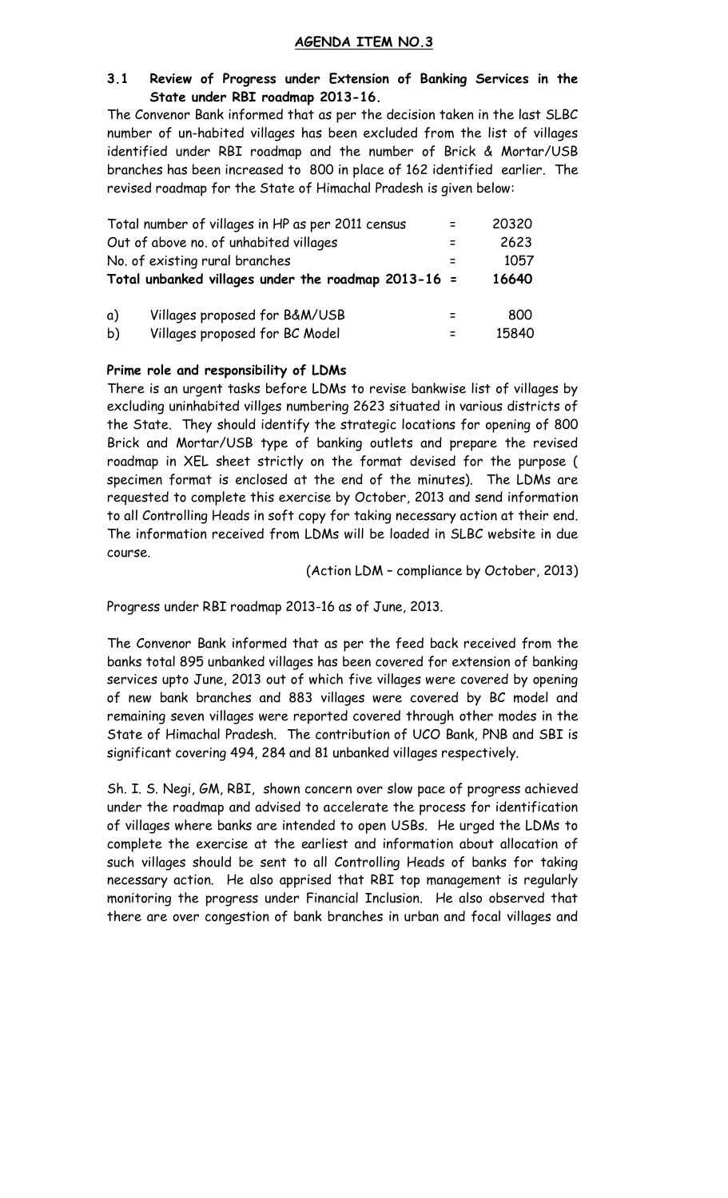## AGENDA ITEM NO.3

### 3.1 Review of Progress under Extension of Banking Services in the State under RBI roadmap 2013-16.

The Convenor Bank informed that as per the decision taken in the last SLBC number of un-habited villages has been excluded from the list of villages identified under RBI roadmap and the number of Brick & Mortar/USB branches has been increased to 800 in place of 162 identified earlier. The revised roadmap for the State of Himachal Pradesh is given below:

| | | | |
|---|---|---|---|
| | Total number of villages in HP as per 2011 census | = | 20320 |
| | Out of above no. of unhabited villages | = | 2623 |
| | No. of existing rural branches | = | 1057 |
| | **Total unbanked villages under the roadmap 2013-16** | **=** | **16640** |
| a) | Villages proposed for B&M/USB | = | 800 |
| b) | Villages proposed for BC Model | = | 15840 |

**Prime role and responsibility of LDMs**

There is an urgent tasks before LDMs to revise bankwise list of villages by excluding uninhabited villges numbering 2623 situated in various districts of the State. They should identify the strategic locations for opening of 800 Brick and Mortar/USB type of banking outlets and prepare the revised roadmap in XEL sheet strictly on the format devised for the purpose ( specimen format is enclosed at the end of the minutes). The LDMs are requested to complete this exercise by October, 2013 and send information to all Controlling Heads in soft copy for taking necessary action at their end. The information received from LDMs will be loaded in SLBC website in due course.

(Action LDM – compliance by October, 2013)

Progress under RBI roadmap 2013-16 as of June, 2013.

The Convenor Bank informed that as per the feed back received from the banks total 895 unbanked villages has been covered for extension of banking services upto June, 2013 out of which five villages were covered by opening of new bank branches and 883 villages were covered by BC model and remaining seven villages were reported covered through other modes in the State of Himachal Pradesh. The contribution of UCO Bank, PNB and SBI is significant covering 494, 284 and 81 unbanked villages respectively.

Sh. I. S. Negi, GM, RBI, shown concern over slow pace of progress achieved under the roadmap and advised to accelerate the process for identification of villages where banks are intended to open USBs. He urged the LDMs to complete the exercise at the earliest and information about allocation of such villages should be sent to all Controlling Heads of banks for taking necessary action. He also apprised that RBI top management is regularly monitoring the progress under Financial Inclusion. He also observed that there are over congestion of bank branches in urban and focal villages and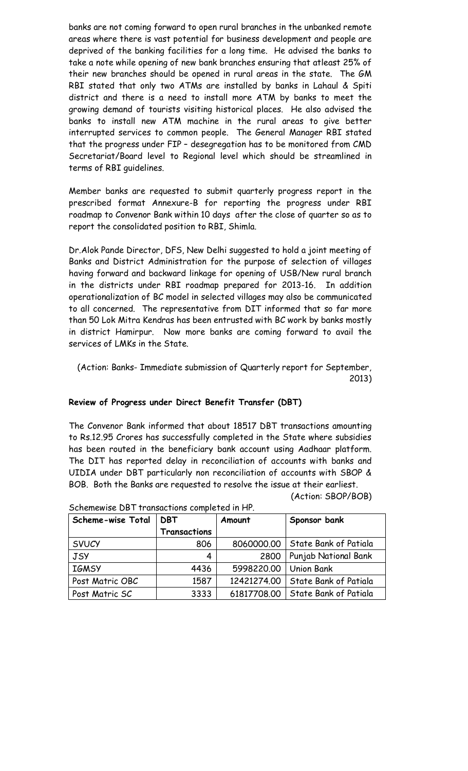banks are not coming forward to open rural branches in the unbanked remote areas where there is vast potential for business development and people are deprived of the banking facilities for a long time. He advised the banks to take a note while opening of new bank branches ensuring that atleast 25% of their new branches should be opened in rural areas in the state. The GM RBI stated that only two ATMs are installed by banks in Lahaul & Spiti district and there is a need to install more ATM by banks to meet the growing demand of tourists visiting historical places. He also advised the banks to install new ATM machine in the rural areas to give better interrupted services to common people. The General Manager RBI stated that the progress under FIP – desegregation has to be monitored from CMD Secretariat/Board level to Regional level which should be streamlined in terms of RBI guidelines.

Member banks are requested to submit quarterly progress report in the prescribed format Annexure-B for reporting the progress under RBI roadmap to Convenor Bank within 10 days after the close of quarter so as to report the consolidated position to RBI, Shimla.

Dr.Alok Pande Director, DFS, New Delhi suggested to hold a joint meeting of Banks and District Administration for the purpose of selection of villages having forward and backward linkage for opening of USB/New rural branch in the districts under RBI roadmap prepared for 2013-16. In addition operationalization of BC model in selected villages may also be communicated to all concerned. The representative from DIT informed that so far more than 50 Lok Mitra Kendras has been entrusted with BC work by banks mostly in district Hamirpur. Now more banks are coming forward to avail the services of LMKs in the State.

(Action: Banks- Immediate submission of Quarterly report for September, 2013)

**Review of Progress under Direct Benefit Transfer (DBT)**

The Convenor Bank informed that about 18517 DBT transactions amounting to Rs.12.95 Crores has successfully completed in the State where subsidies has been routed in the beneficiary bank account using Aadhaar platform. The DIT has reported delay in reconciliation of accounts with banks and UIDIA under DBT particularly non reconciliation of accounts with SBOP & BOB. Both the Banks are requested to resolve the issue at their earliest.

(Action: SBOP/BOB)

Schemewise DBT transactions completed in HP.

| Scheme-wise Total | DBT Transactions | Amount | Sponsor bank |
|---|---|---|---|
| SVUCY | 806 | 8060000.00 | State Bank of Patiala |
| JSY | 4 | 2800 | Punjab National Bank |
| IGMSY | 4436 | 5998220.00 | Union Bank |
| Post Matric OBC | 1587 | 12421274.00 | State Bank of Patiala |
| Post Matric SC | 3333 | 61817708.00 | State Bank of Patiala |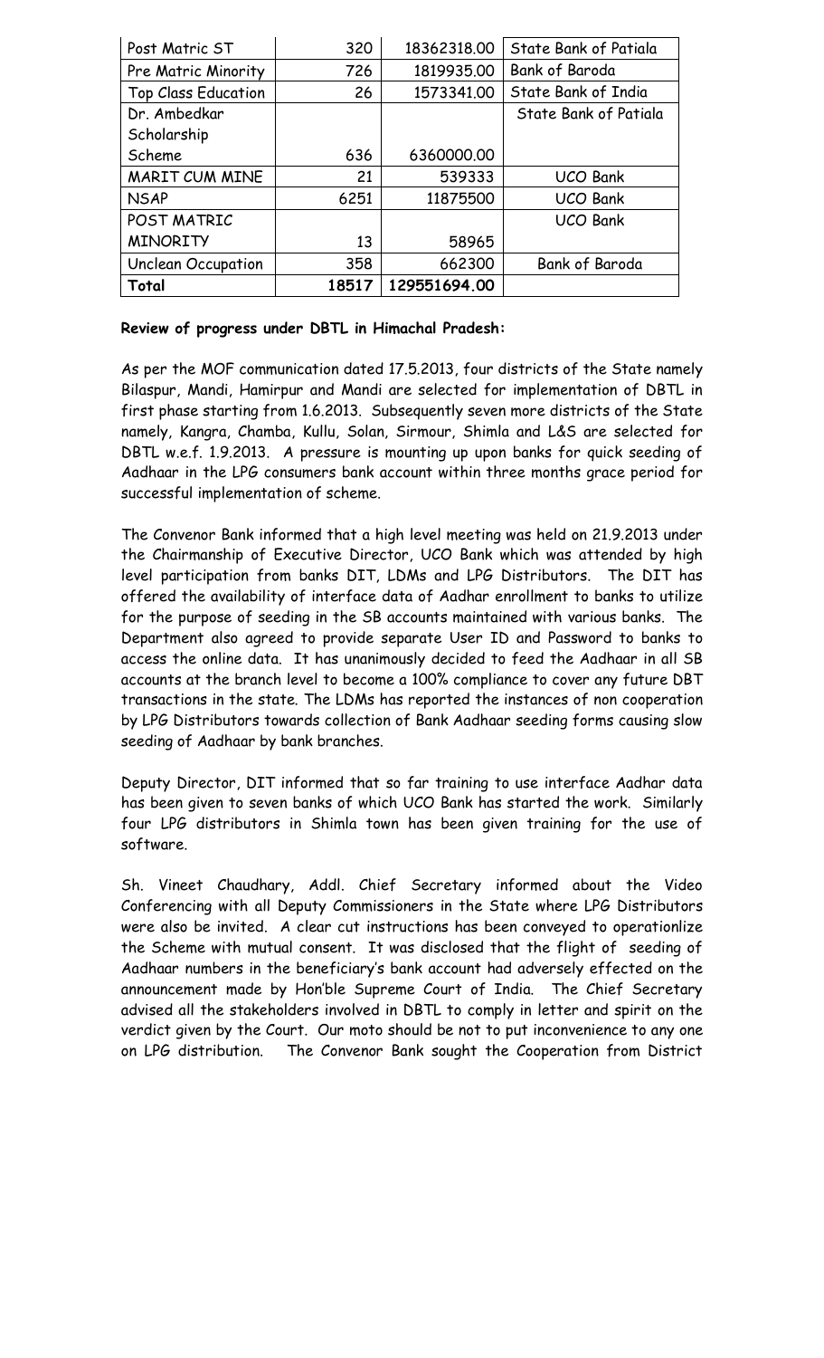| Post Matric ST | 320 | 18362318.00 | State Bank of Patiala |
|---|---|---|---|
| Pre Matric Minority | 726 | 1819935.00 | Bank of Baroda |
| Top Class Education | 26 | 1573341.00 | State Bank of India |
| Dr. Ambedkar Scholarship Scheme | 636 | 6360000.00 | State Bank of Patiala |
| MARIT CUM MINE | 21 | 539333 | UCO Bank |
| NSAP | 6251 | 11875500 | UCO Bank |
| POST MATRIC MINORITY | 13 | 58965 | UCO Bank |
| Unclean Occupation | 358 | 662300 | Bank of Baroda |
| **Total** | **18517** | **129551694.00** | |

**Review of progress under DBTL in Himachal Pradesh:**

As per the MOF communication dated 17.5.2013, four districts of the State namely Bilaspur, Mandi, Hamirpur and Mandi are selected for implementation of DBTL in first phase starting from 1.6.2013. Subsequently seven more districts of the State namely, Kangra, Chamba, Kullu, Solan, Sirmour, Shimla and L&S are selected for DBTL w.e.f. 1.9.2013. A pressure is mounting up upon banks for quick seeding of Aadhaar in the LPG consumers bank account within three months grace period for successful implementation of scheme.

The Convenor Bank informed that a high level meeting was held on 21.9.2013 under the Chairmanship of Executive Director, UCO Bank which was attended by high level participation from banks DIT, LDMs and LPG Distributors. The DIT has offered the availability of interface data of Aadhar enrollment to banks to utilize for the purpose of seeding in the SB accounts maintained with various banks. The Department also agreed to provide separate User ID and Password to banks to access the online data. It has unanimously decided to feed the Aadhaar in all SB accounts at the branch level to become a 100% compliance to cover any future DBT transactions in the state. The LDMs has reported the instances of non cooperation by LPG Distributors towards collection of Bank Aadhaar seeding forms causing slow seeding of Aadhaar by bank branches.

Deputy Director, DIT informed that so far training to use interface Aadhar data has been given to seven banks of which UCO Bank has started the work. Similarly four LPG distributors in Shimla town has been given training for the use of software.

Sh. Vineet Chaudhary, Addl. Chief Secretary informed about the Video Conferencing with all Deputy Commissioners in the State where LPG Distributors were also be invited. A clear cut instructions has been conveyed to operationlize the Scheme with mutual consent. It was disclosed that the flight of seeding of Aadhaar numbers in the beneficiary's bank account had adversely effected on the announcement made by Hon'ble Supreme Court of India. The Chief Secretary advised all the stakeholders involved in DBTL to comply in letter and spirit on the verdict given by the Court. Our moto should be not to put inconvenience to any one on LPG distribution. The Convenor Bank sought the Cooperation from District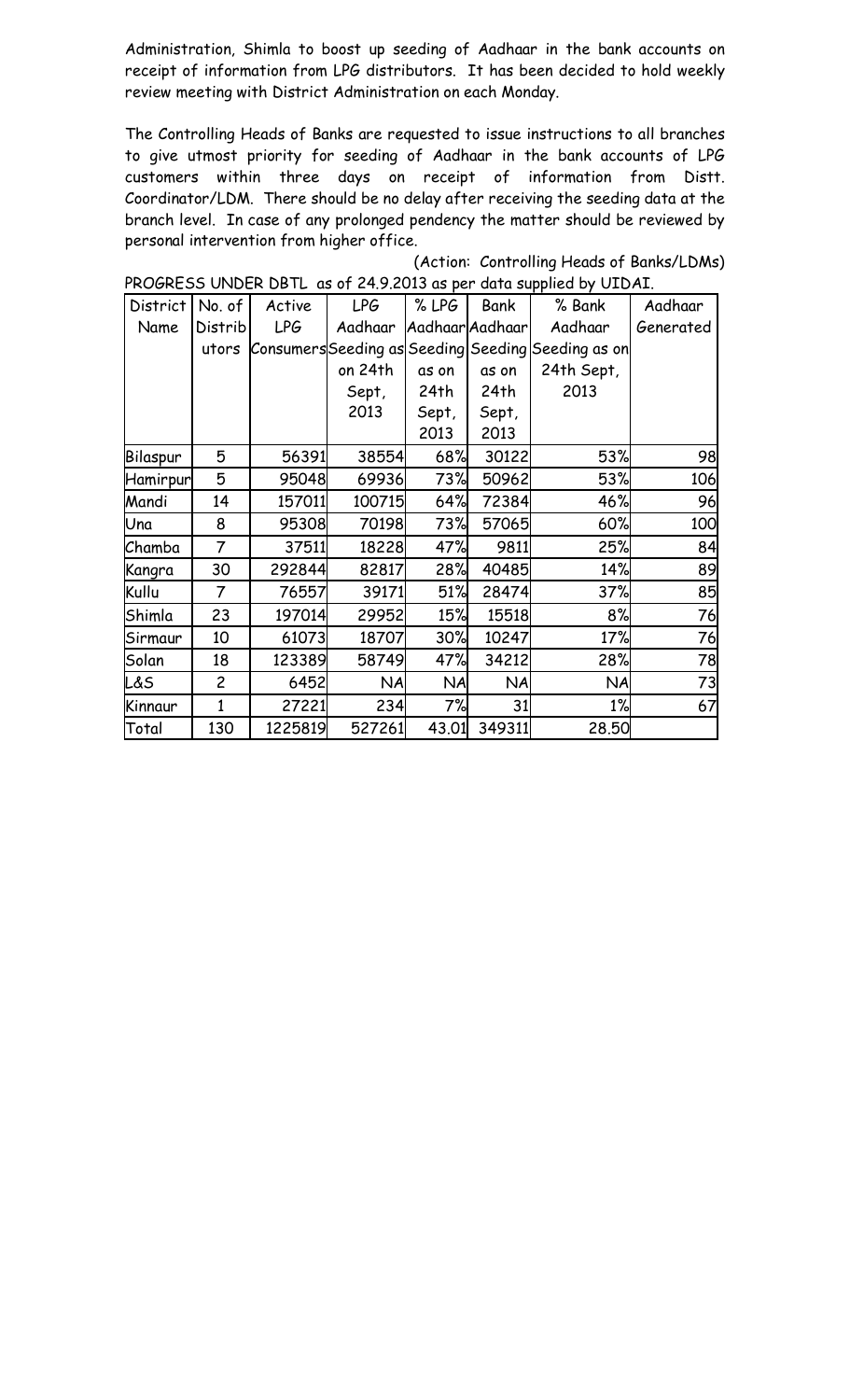Administration, Shimla to boost up seeding of Aadhaar in the bank accounts on receipt of information from LPG distributors. It has been decided to hold weekly review meeting with District Administration on each Monday.

The Controlling Heads of Banks are requested to issue instructions to all branches to give utmost priority for seeding of Aadhaar in the bank accounts of LPG customers within three days on receipt of information from Distt. Coordinator/LDM. There should be no delay after receiving the seeding data at the branch level. In case of any prolonged pendency the matter should be reviewed by personal intervention from higher office.

(Action: Controlling Heads of Banks/LDMs)

PROGRESS UNDER DBTL as of 24.9.2013 as per data supplied by UIDAI.

| District Name | No. of Distributors | Active LPG Consumers | LPG Aadhaar Seeding as on 24th Sept, 2013 | % LPG Aadhaar Seeding as on 24th Sept, 2013 | Bank Aadhaar Seeding as on 24th Sept, 2013 | % Bank Aadhaar Seeding as on 24th Sept, 2013 | Aadhaar Generated |
|---|---|---|---|---|---|---|---|
| Bilaspur | 5 | 56391 | 38554 | 68% | 30122 | 53% | 98 |
| Hamirpur | 5 | 95048 | 69936 | 73% | 50962 | 53% | 106 |
| Mandi | 14 | 157011 | 100715 | 64% | 72384 | 46% | 96 |
| Una | 8 | 95308 | 70198 | 73% | 57065 | 60% | 100 |
| Chamba | 7 | 37511 | 18228 | 47% | 9811 | 25% | 84 |
| Kangra | 30 | 292844 | 82817 | 28% | 40485 | 14% | 89 |
| Kullu | 7 | 76557 | 39171 | 51% | 28474 | 37% | 85 |
| Shimla | 23 | 197014 | 29952 | 15% | 15518 | 8% | 76 |
| Sirmaur | 10 | 61073 | 18707 | 30% | 10247 | 17% | 76 |
| Solan | 18 | 123389 | 58749 | 47% | 34212 | 28% | 78 |
| L&S | 2 | 6452 | NA | NA | NA | NA | 73 |
| Kinnaur | 1 | 27221 | 234 | 7% | 31 | 1% | 67 |
| Total | 130 | 1225819 | 527261 | 43.01 | 349311 | 28.50 | |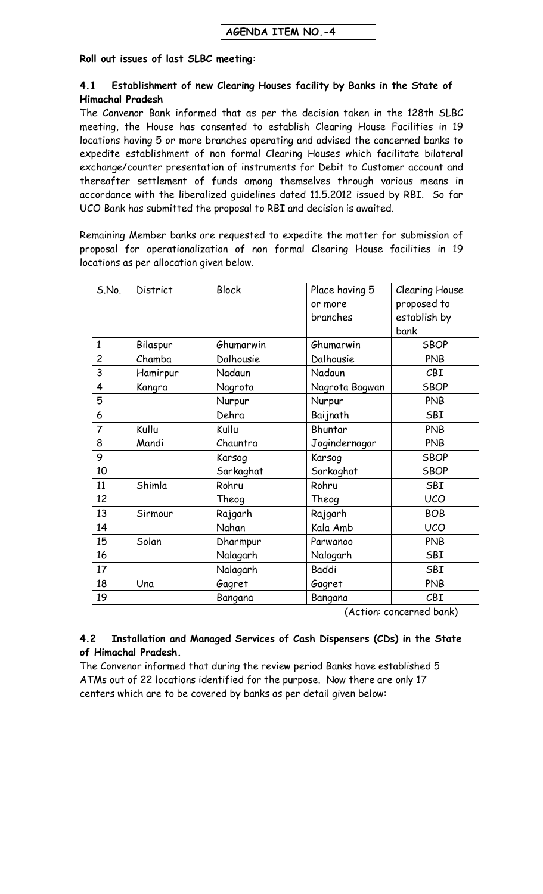**AGENDA ITEM NO.-4**

**Roll out issues of last SLBC meeting:**

**4.1 Establishment of new Clearing Houses facility by Banks in the State of Himachal Pradesh**

The Convenor Bank informed that as per the decision taken in the 128th SLBC meeting, the House has consented to establish Clearing House Facilities in 19 locations having 5 or more branches operating and advised the concerned banks to expedite establishment of non formal Clearing Houses which facilitate bilateral exchange/counter presentation of instruments for Debit to Customer account and thereafter settlement of funds among themselves through various means in accordance with the liberalized guidelines dated 11.5.2012 issued by RBI. So far UCO Bank has submitted the proposal to RBI and decision is awaited.

Remaining Member banks are requested to expedite the matter for submission of proposal for operationalization of non formal Clearing House facilities in 19 locations as per allocation given below.

| S.No. | District | Block | Place having 5 or more branches | Clearing House proposed to establish by bank |
|---|---|---|---|---|
| 1 | Bilaspur | Ghumarwin | Ghumarwin | SBOP |
| 2 | Chamba | Dalhousie | Dalhousie | PNB |
| 3 | Hamirpur | Nadaun | Nadaun | CBI |
| 4 | Kangra | Nagrota | Nagrota Bagwan | SBOP |
| 5 | | Nurpur | Nurpur | PNB |
| 6 | | Dehra | Baijnath | SBI |
| 7 | Kullu | Kullu | Bhuntar | PNB |
| 8 | Mandi | Chauntra | Jogindernagar | PNB |
| 9 | | Karsog | Karsog | SBOP |
| 10 | | Sarkaghat | Sarkaghat | SBOP |
| 11 | Shimla | Rohru | Rohru | SBI |
| 12 | | Theog | Theog | UCO |
| 13 | Sirmour | Rajgarh | Rajgarh | BOB |
| 14 | | Nahan | Kala Amb | UCO |
| 15 | Solan | Dharmpur | Parwanoo | PNB |
| 16 | | Nalagarh | Nalagarh | SBI |
| 17 | | Nalagarh | Baddi | SBI |
| 18 | Una | Gagret | Gagret | PNB |
| 19 | | Bangana | Bangana | CBI |

(Action: concerned bank)

**4.2 Installation and Managed Services of Cash Dispensers (CDs) in the State of Himachal Pradesh.**

The Convenor informed that during the review period Banks have established 5 ATMs out of 22 locations identified for the purpose. Now there are only 17 centers which are to be covered by banks as per detail given below: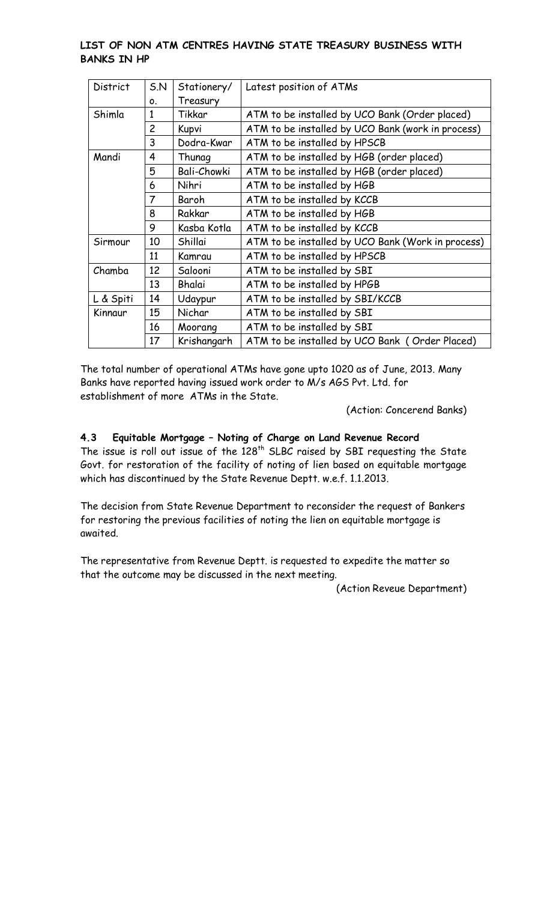**LIST OF NON ATM CENTRES HAVING STATE TREASURY BUSINESS WITH BANKS IN HP**

| District | S.No. | Stationery/ Treasury | Latest position of ATMs |
|---|---|---|---|
| Shimla | 1 | Tikkar | ATM to be installed by UCO Bank (Order placed) |
| | 2 | Kupvi | ATM to be installed by UCO Bank (work in process) |
| | 3 | Dodra-Kwar | ATM to be installed by HPSCB |
| Mandi | 4 | Thunag | ATM to be installed by HGB (order placed) |
| | 5 | Bali-Chowki | ATM to be installed by HGB (order placed) |
| | 6 | Nihri | ATM to be installed by HGB |
| | 7 | Baroh | ATM to be installed by KCCB |
| | 8 | Rakkar | ATM to be installed by HGB |
| | 9 | Kasba Kotla | ATM to be installed by KCCB |
| Sirmour | 10 | Shillai | ATM to be installed by UCO Bank (Work in process) |
| | 11 | Kamrau | ATM to be installed by HPSCB |
| Chamba | 12 | Salooni | ATM to be installed by SBI |
| | 13 | Bhalai | ATM to be installed by HPGB |
| L & Spiti | 14 | Udaypur | ATM to be installed by SBI/KCCB |
| Kinnaur | 15 | Nichar | ATM to be installed by SBI |
| | 16 | Moorang | ATM to be installed by SBI |
| | 17 | Krishangarh | ATM to be installed by UCO Bank ( Order Placed) |

The total number of operational ATMs have gone upto 1020 as of June, 2013. Many Banks have reported having issued work order to M/s AGS Pvt. Ltd. for establishment of more ATMs in the State.

(Action: Concerend Banks)

### 4.3 Equitable Mortgage – Noting of Charge on Land Revenue Record

The issue is roll out issue of the 128th SLBC raised by SBI requesting the State Govt. for restoration of the facility of noting of lien based on equitable mortgage which has discontinued by the State Revenue Deptt. w.e.f. 1.1.2013.

The decision from State Revenue Department to reconsider the request of Bankers for restoring the previous facilities of noting the lien on equitable mortgage is awaited.

The representative from Revenue Deptt. is requested to expedite the matter so that the outcome may be discussed in the next meeting.

(Action Reveue Department)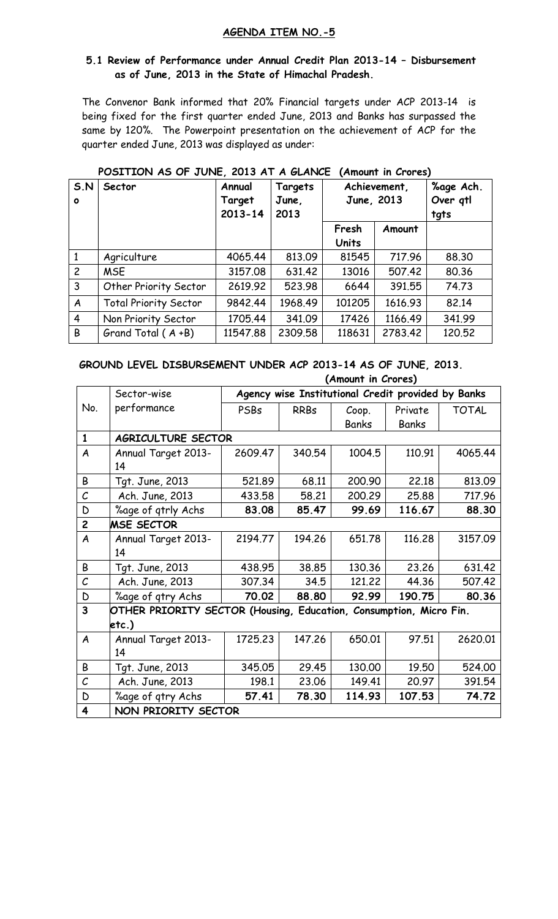## AGENDA ITEM NO.-5

### 5.1 Review of Performance under Annual Credit Plan 2013-14 – Disbursement as of June, 2013 in the State of Himachal Pradesh.

The Convenor Bank informed that 20% Financial targets under ACP 2013-14 is being fixed for the first quarter ended June, 2013 and Banks has surpassed the same by 120%. The Powerpoint presentation on the achievement of ACP for the quarter ended June, 2013 was displayed as under:

**POSITION AS OF JUNE, 2013 AT A GLANCE (Amount in Crores)**

| S.No | Sector | Annual Target 2013-14 | Targets June, 2013 | Achievement, June, 2013 | | %age Ach. Over qtl tgts |
|---|---|---|---|---|---|---|
| | | | | Fresh Units | Amount | |
| 1 | Agriculture | 4065.44 | 813.09 | 81545 | 717.96 | 88.30 |
| 2 | MSE | 3157.08 | 631.42 | 13016 | 507.42 | 80.36 |
| 3 | Other Priority Sector | 2619.92 | 523.98 | 6644 | 391.55 | 74.73 |
| A | Total Priority Sector | 9842.44 | 1968.49 | 101205 | 1616.93 | 82.14 |
| 4 | Non Priority Sector | 1705.44 | 341.09 | 17426 | 1166.49 | 341.99 |
| B | Grand Total ( A +B) | 11547.88 | 2309.58 | 118631 | 2783.42 | 120.52 |

**GROUND LEVEL DISBURSEMENT UNDER ACP 2013-14 AS OF JUNE, 2013.**

**(Amount in Crores)**

| No. | Sector-wise performance | Agency wise Institutional Credit provided by Banks | | | | |
|---|---|---|---|---|---|---|
| | | PSBs | RRBs | Coop. Banks | Private Banks | TOTAL |
| **1** | **AGRICULTURE SECTOR** | | | | | |
| A | Annual Target 2013-14 | 2609.47 | 340.54 | 1004.5 | 110.91 | 4065.44 |
| B | Tgt. June, 2013 | 521.89 | 68.11 | 200.90 | 22.18 | 813.09 |
| C | Ach. June, 2013 | 433.58 | 58.21 | 200.29 | 25.88 | 717.96 |
| D | %age of qtrly Achs | **83.08** | **85.47** | **99.69** | **116.67** | **88.30** |
| **2** | **MSE SECTOR** | | | | | |
| A | Annual Target 2013-14 | 2194.77 | 194.26 | 651.78 | 116.28 | 3157.09 |
| B | Tgt. June, 2013 | 438.95 | 38.85 | 130.36 | 23.26 | 631.42 |
| C | Ach. June, 2013 | 307.34 | 34.5 | 121.22 | 44.36 | 507.42 |
| D | %age of qtry Achs | **70.02** | **88.80** | **92.99** | **190.75** | **80.36** |
| **3** | **OTHER PRIORITY SECTOR (Housing, Education, Consumption, Micro Fin. etc.)** | | | | | |
| A | Annual Target 2013-14 | 1725.23 | 147.26 | 650.01 | 97.51 | 2620.01 |
| B | Tgt. June, 2013 | 345.05 | 29.45 | 130.00 | 19.50 | 524.00 |
| C | Ach. June, 2013 | 198.1 | 23.06 | 149.41 | 20.97 | 391.54 |
| D | %age of qtry Achs | **57.41** | **78.30** | **114.93** | **107.53** | **74.72** |
| **4** | **NON PRIORITY SECTOR** | | | | | |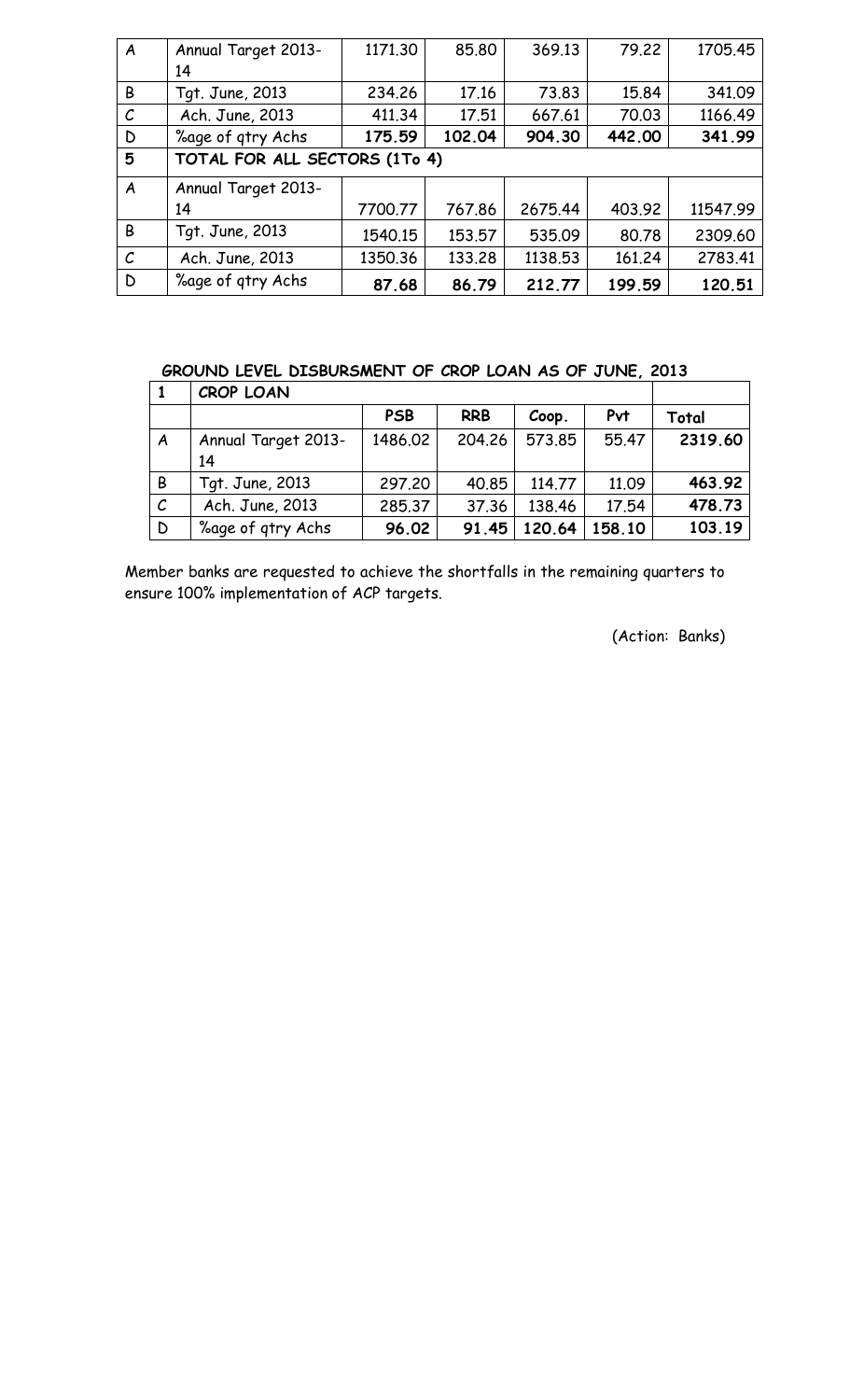| | | | | | | |
|---|---|---|---|---|---|---|
| A | Annual Target 2013-14 | 1171.30 | 85.80 | 369.13 | 79.22 | 1705.45 |
| B | Tgt. June, 2013 | 234.26 | 17.16 | 73.83 | 15.84 | 341.09 |
| C | Ach. June, 2013 | 411.34 | 17.51 | 667.61 | 70.03 | 1166.49 |
| D | %age of qtry Achs | **175.59** | **102.04** | **904.30** | **442.00** | **341.99** |
| **5** | **TOTAL FOR ALL SECTORS (1To 4)** | | | | | |
| A | Annual Target 2013-14 | 7700.77 | 767.86 | 2675.44 | 403.92 | 11547.99 |
| B | Tgt. June, 2013 | 1540.15 | 153.57 | 535.09 | 80.78 | 2309.60 |
| C | Ach. June, 2013 | 1350.36 | 133.28 | 1138.53 | 161.24 | 2783.41 |
| D | %age of qtry Achs | **87.68** | **86.79** | **212.77** | **199.59** | **120.51** |

**GROUND LEVEL DISBURSMENT OF CROP LOAN AS OF JUNE, 2013**

| **1** | **CROP LOAN** | | | | | |
|---|---|---|---|---|---|---|
| | | **PSB** | **RRB** | **Coop.** | **Pvt** | **Total** |
| A | Annual Target 2013-14 | 1486.02 | 204.26 | 573.85 | 55.47 | **2319.60** |
| B | Tgt. June, 2013 | 297.20 | 40.85 | 114.77 | 11.09 | **463.92** |
| C | Ach. June, 2013 | 285.37 | 37.36 | 138.46 | 17.54 | **478.73** |
| D | %age of qtry Achs | **96.02** | **91.45** | **120.64** | **158.10** | **103.19** |

Member banks are requested to achieve the shortfalls in the remaining quarters to ensure 100% implementation of ACP targets.

(Action: Banks)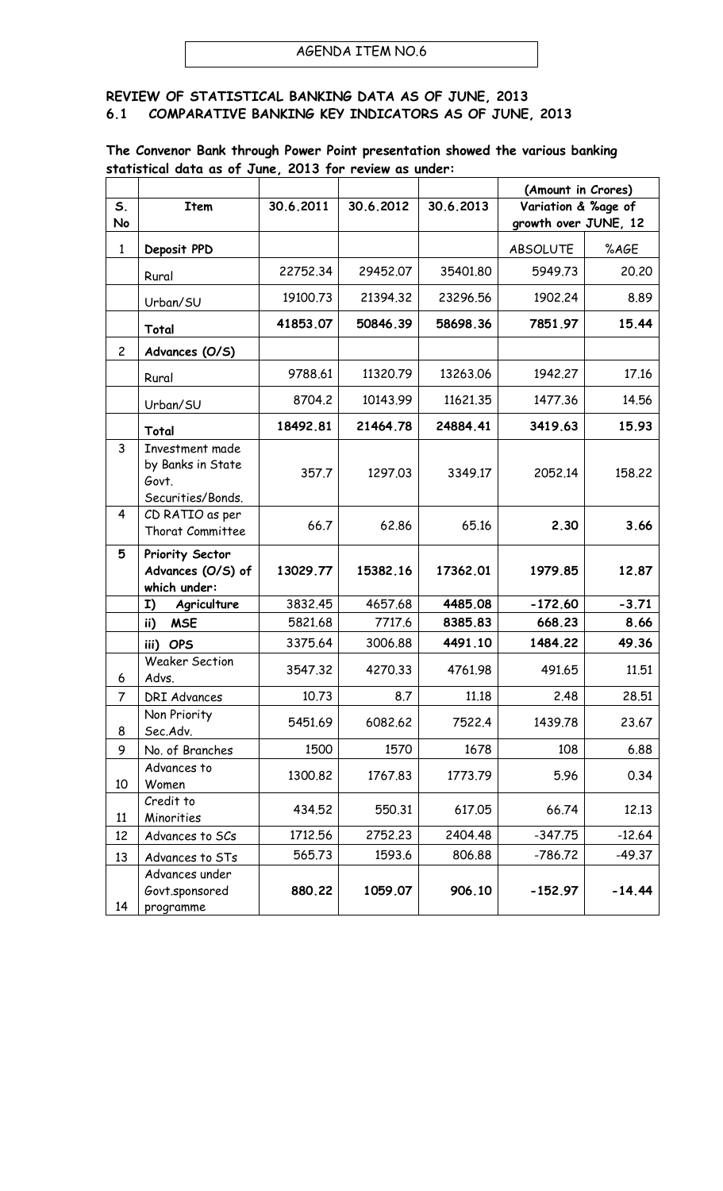AGENDA ITEM NO.6

**REVIEW OF STATISTICAL BANKING DATA AS OF JUNE, 2013**
**6.1 COMPARATIVE BANKING KEY INDICATORS AS OF JUNE, 2013**

**The Convenor Bank through Power Point presentation showed the various banking statistical data as of June, 2013 for review as under:**

| | | | | | (Amount in Crores) | |
|---|---|---|---|---|---|---|
| S. No | Item | 30.6.2011 | 30.6.2012 | 30.6.2013 | Variation & %age of growth over JUNE, 12 | |
| 1 | **Deposit PPD** | | | | ABSOLUTE | %AGE |
| | Rural | 22752.34 | 29452.07 | 35401.80 | 5949.73 | 20.20 |
| | Urban/SU | 19100.73 | 21394.32 | 23296.56 | 1902.24 | 8.89 |
| | **Total** | **41853.07** | **50846.39** | **58698.36** | **7851.97** | **15.44** |
| 2 | **Advances (O/S)** | | | | | |
| | Rural | 9788.61 | 11320.79 | 13263.06 | 1942.27 | 17.16 |
| | Urban/SU | 8704.2 | 10143.99 | 11621.35 | 1477.36 | 14.56 |
| | **Total** | **18492.81** | **21464.78** | **24884.41** | **3419.63** | **15.93** |
| 3 | Investment made by Banks in State Govt. Securities/Bonds. | 357.7 | 1297.03 | 3349.17 | 2052.14 | 158.22 |
| 4 | CD RATIO as per Thorat Committee | 66.7 | 62.86 | 65.16 | **2.30** | **3.66** |
| 5 | **Priority Sector Advances (O/S) of which under:** | **13029.77** | **15382.16** | **17362.01** | **1979.85** | **12.87** |
| | **I) Agriculture** | 3832.45 | 4657.68 | **4485.08** | **-172.60** | **-3.71** |
| | **ii) MSE** | 5821.68 | 7717.6 | **8385.83** | **668.23** | **8.66** |
| | **iii) OPS** | 3375.64 | 3006.88 | **4491.10** | **1484.22** | **49.36** |
| 6 | Weaker Section Advs. | 3547.32 | 4270.33 | 4761.98 | 491.65 | 11.51 |
| 7 | DRI Advances | 10.73 | 8.7 | 11.18 | 2.48 | 28.51 |
| 8 | Non Priority Sec.Adv. | 5451.69 | 6082.62 | 7522.4 | 1439.78 | 23.67 |
| 9 | No. of Branches | 1500 | 1570 | 1678 | 108 | 6.88 |
| 10 | Advances to Women | 1300.82 | 1767.83 | 1773.79 | 5.96 | 0.34 |
| 11 | Credit to Minorities | 434.52 | 550.31 | 617.05 | 66.74 | 12.13 |
| 12 | Advances to SCs | 1712.56 | 2752.23 | 2404.48 | -347.75 | -12.64 |
| 13 | Advances to STs | 565.73 | 1593.6 | 806.88 | -786.72 | -49.37 |
| 14 | Advances under Govt.sponsored programme | **880.22** | **1059.07** | **906.10** | **-152.97** | **-14.44** |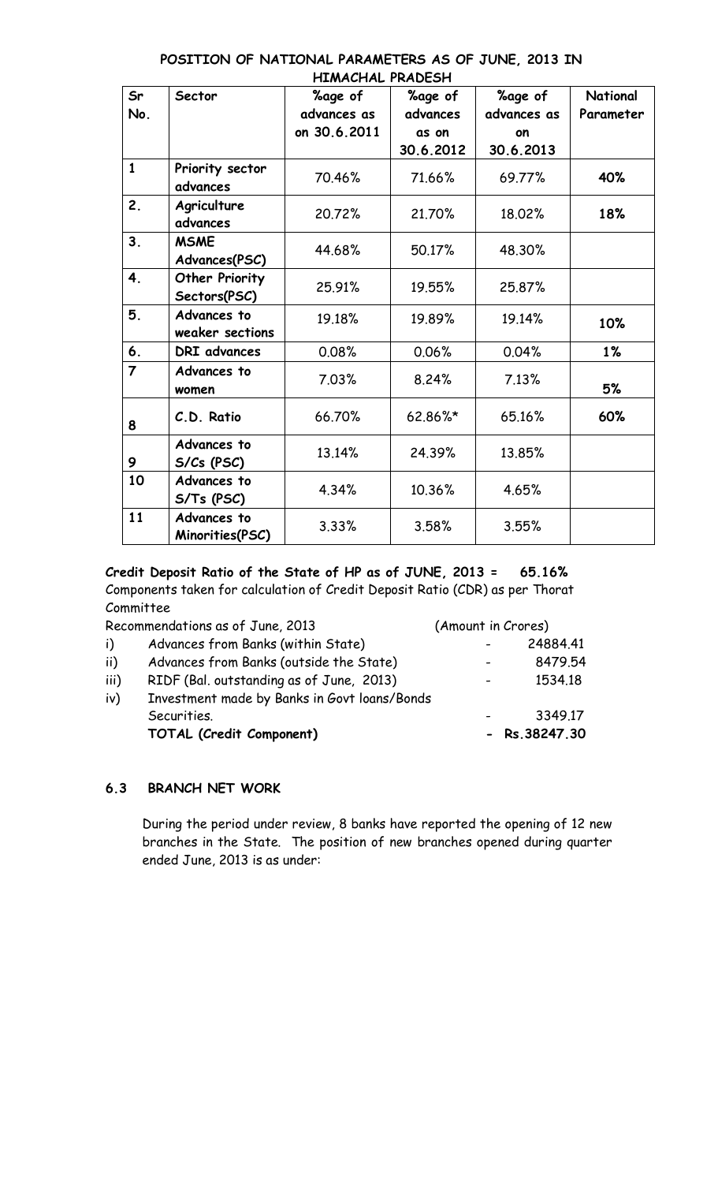## POSITION OF NATIONAL PARAMETERS AS OF JUNE, 2013 IN HIMACHAL PRADESH

| Sr No. | Sector | %age of advances as on 30.6.2011 | %age of advances as on 30.6.2012 | %age of advances as on 30.6.2013 | National Parameter |
|---|---|---|---|---|---|
| 1 | Priority sector advances | 70.46% | 71.66% | 69.77% | **40%** |
| 2. | Agriculture advances | 20.72% | 21.70% | 18.02% | **18%** |
| 3. | MSME Advances(PSC) | 44.68% | 50.17% | 48.30% | |
| 4. | Other Priority Sectors(PSC) | 25.91% | 19.55% | 25.87% | |
| 5. | Advances to weaker sections | 19.18% | 19.89% | 19.14% | **10%** |
| 6. | DRI advances | 0.08% | 0.06% | 0.04% | **1%** |
| 7 | Advances to women | 7.03% | 8.24% | 7.13% | **5%** |
| 8 | C.D. Ratio | 66.70% | 62.86%* | 65.16% | **60%** |
| 9 | Advances to S/Cs (PSC) | 13.14% | 24.39% | 13.85% | |
| 10 | Advances to S/Ts (PSC) | 4.34% | 10.36% | 4.65% | |
| 11 | Advances to Minorities(PSC) | 3.33% | 3.58% | 3.55% | |

**Credit Deposit Ratio of the State of HP as of JUNE, 2013 = 65.16%**

Components taken for calculation of Credit Deposit Ratio (CDR) as per Thorat Committee

Recommendations as of June, 2013 (Amount in Crores)

| | | | |
|---|---|---|---|
| i) | Advances from Banks (within State) | - | 24884.41 |
| ii) | Advances from Banks (outside the State) | - | 8479.54 |
| iii) | RIDF (Bal. outstanding as of June, 2013) | - | 1534.18 |
| iv) | Investment made by Banks in Govt loans/Bonds Securities. | - | 3349.17 |
| | **TOTAL (Credit Component)** | **-** | **Rs.38247.30** |

### 6.3 BRANCH NET WORK

During the period under review, 8 banks have reported the opening of 12 new branches in the State. The position of new branches opened during quarter ended June, 2013 is as under: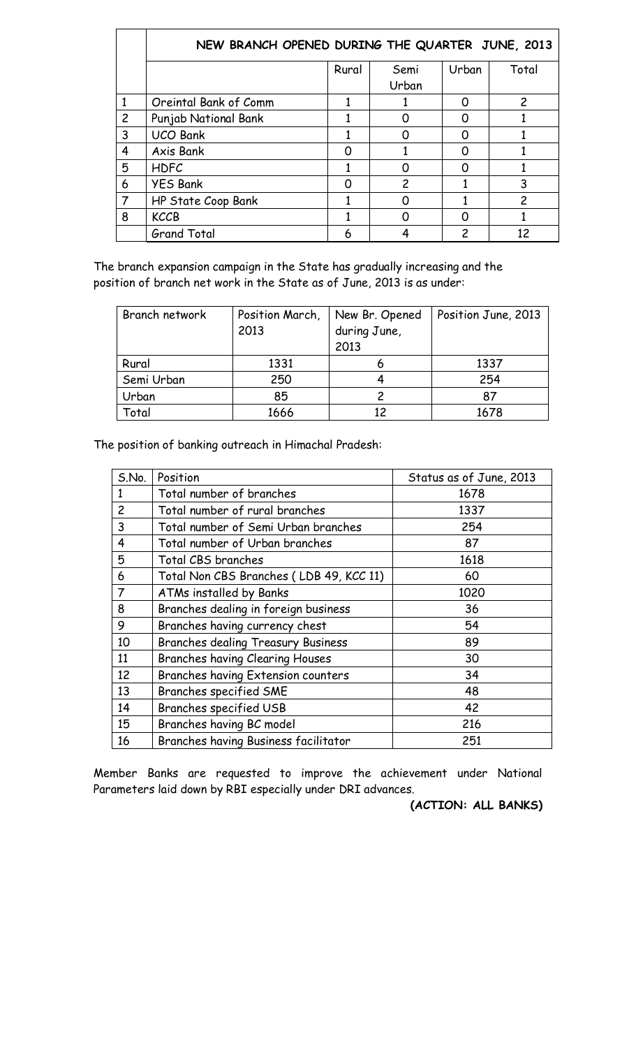| | NEW BRANCH OPENED DURING THE QUARTER JUNE, 2013 | | | | |
|---|---|---|---|---|---|
| | | Rural | Semi Urban | Urban | Total |
| 1 | Oreintal Bank of Comm | 1 | 1 | 0 | 2 |
| 2 | Punjab National Bank | 1 | 0 | 0 | 1 |
| 3 | UCO Bank | 1 | 0 | 0 | 1 |
| 4 | Axis Bank | 0 | 1 | 0 | 1 |
| 5 | HDFC | 1 | 0 | 0 | 1 |
| 6 | YES Bank | 0 | 2 | 1 | 3 |
| 7 | HP State Coop Bank | 1 | 0 | 1 | 2 |
| 8 | KCCB | 1 | 0 | 0 | 1 |
| | Grand Total | 6 | 4 | 2 | 12 |

The branch expansion campaign in the State has gradually increasing and the position of branch net work in the State as of June, 2013 is as under:

| Branch network | Position March, 2013 | New Br. Opened during June, 2013 | Position June, 2013 |
|---|---|---|---|
| Rural | 1331 | 6 | 1337 |
| Semi Urban | 250 | 4 | 254 |
| Urban | 85 | 2 | 87 |
| Total | 1666 | 12 | 1678 |

The position of banking outreach in Himachal Pradesh:

| S.No. | Position | Status as of June, 2013 |
|---|---|---|
| 1 | Total number of branches | 1678 |
| 2 | Total number of rural branches | 1337 |
| 3 | Total number of Semi Urban branches | 254 |
| 4 | Total number of Urban branches | 87 |
| 5 | Total CBS branches | 1618 |
| 6 | Total Non CBS Branches ( LDB 49, KCC 11) | 60 |
| 7 | ATMs installed by Banks | 1020 |
| 8 | Branches dealing in foreign business | 36 |
| 9 | Branches having currency chest | 54 |
| 10 | Branches dealing Treasury Business | 89 |
| 11 | Branches having Clearing Houses | 30 |
| 12 | Branches having Extension counters | 34 |
| 13 | Branches specified SME | 48 |
| 14 | Branches specified USB | 42 |
| 15 | Branches having BC model | 216 |
| 16 | Branches having Business facilitator | 251 |

Member Banks are requested to improve the achievement under National Parameters laid down by RBI especially under DRI advances.

**(ACTION: ALL BANKS)**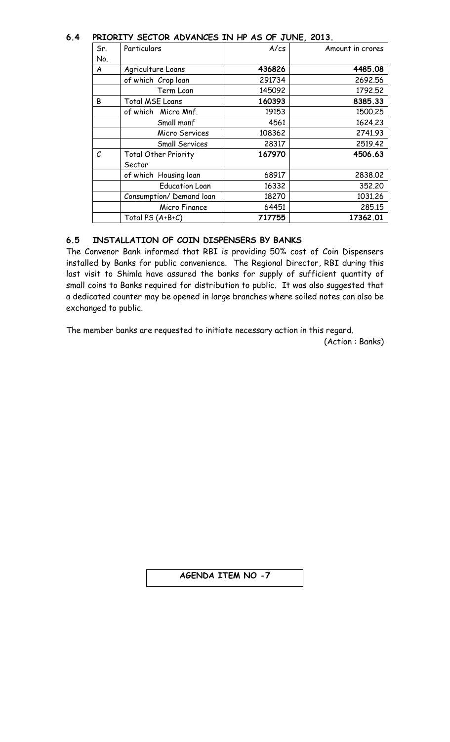## 6.4 PRIORITY SECTOR ADVANCES IN HP AS OF JUNE, 2013.

| Sr. No. | Particulars | A/cs | Amount in crores |
|---|---|---|---|
| A | Agriculture Loans | **436826** | **4485.08** |
| | of which Crop loan | 291734 | 2692.56 |
| | Term Loan | 145092 | 1792.52 |
| B | Total MSE Loans | **160393** | **8385.33** |
| | of which Micro Mnf. | 19153 | 1500.25 |
| | Small manf | 4561 | 1624.23 |
| | Micro Services | 108362 | 2741.93 |
| | Small Services | 28317 | 2519.42 |
| C | Total Other Priority Sector | **167970** | **4506.63** |
| | of which Housing loan | 68917 | 2838.02 |
| | Education Loan | 16332 | 352.20 |
| | Consumption/ Demand loan | 18270 | 1031.26 |
| | Micro Finance | 64451 | 285.15 |
| | Total PS (A+B+C) | **717755** | **17362.01** |

## 6.5 INSTALLATION OF COIN DISPENSERS BY BANKS

The Convenor Bank informed that RBI is providing 50% cost of Coin Dispensers installed by Banks for public convenience. The Regional Director, RBI during this last visit to Shimla have assured the banks for supply of sufficient quantity of small coins to Banks required for distribution to public. It was also suggested that a dedicated counter may be opened in large branches where soiled notes can also be exchanged to public.

The member banks are requested to initiate necessary action in this regard.

(Action : Banks)

**AGENDA ITEM NO -7**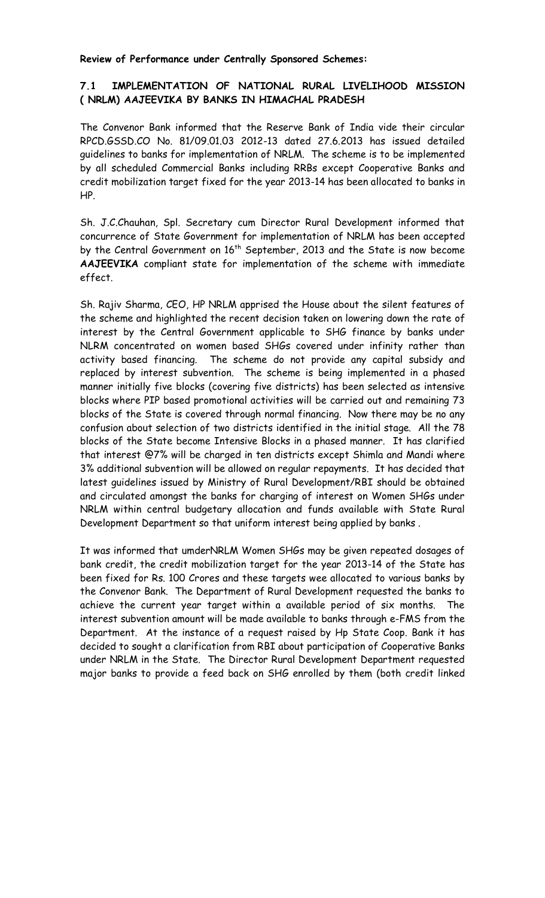**Review of Performance under Centrally Sponsored Schemes:**

## 7.1 IMPLEMENTATION OF NATIONAL RURAL LIVELIHOOD MISSION ( NRLM) AAJEEVIKA BY BANKS IN HIMACHAL PRADESH

The Convenor Bank informed that the Reserve Bank of India vide their circular RPCD.GSSD.CO No. 81/09.01.03 2012-13 dated 27.6.2013 has issued detailed guidelines to banks for implementation of NRLM. The scheme is to be implemented by all scheduled Commercial Banks including RRBs except Cooperative Banks and credit mobilization target fixed for the year 2013-14 has been allocated to banks in HP.

Sh. J.C.Chauhan, Spl. Secretary cum Director Rural Development informed that concurrence of State Government for implementation of NRLM has been accepted by the Central Government on 16th September, 2013 and the State is now become **AAJEEVIKA** compliant state for implementation of the scheme with immediate effect.

Sh. Rajiv Sharma, CEO, HP NRLM apprised the House about the silent features of the scheme and highlighted the recent decision taken on lowering down the rate of interest by the Central Government applicable to SHG finance by banks under NLRM concentrated on women based SHGs covered under infinity rather than activity based financing. The scheme do not provide any capital subsidy and replaced by interest subvention. The scheme is being implemented in a phased manner initially five blocks (covering five districts) has been selected as intensive blocks where PIP based promotional activities will be carried out and remaining 73 blocks of the State is covered through normal financing. Now there may be no any confusion about selection of two districts identified in the initial stage. All the 78 blocks of the State become Intensive Blocks in a phased manner. It has clarified that interest @7% will be charged in ten districts except Shimla and Mandi where 3% additional subvention will be allowed on regular repayments. It has decided that latest guidelines issued by Ministry of Rural Development/RBI should be obtained and circulated amongst the banks for charging of interest on Women SHGs under NRLM within central budgetary allocation and funds available with State Rural Development Department so that uniform interest being applied by banks .

It was informed that umderNRLM Women SHGs may be given repeated dosages of bank credit, the credit mobilization target for the year 2013-14 of the State has been fixed for Rs. 100 Crores and these targets wee allocated to various banks by the Convenor Bank. The Department of Rural Development requested the banks to achieve the current year target within a available period of six months. The interest subvention amount will be made available to banks through e-FMS from the Department. At the instance of a request raised by Hp State Coop. Bank it has decided to sought a clarification from RBI about participation of Cooperative Banks under NRLM in the State. The Director Rural Development Department requested major banks to provide a feed back on SHG enrolled by them (both credit linked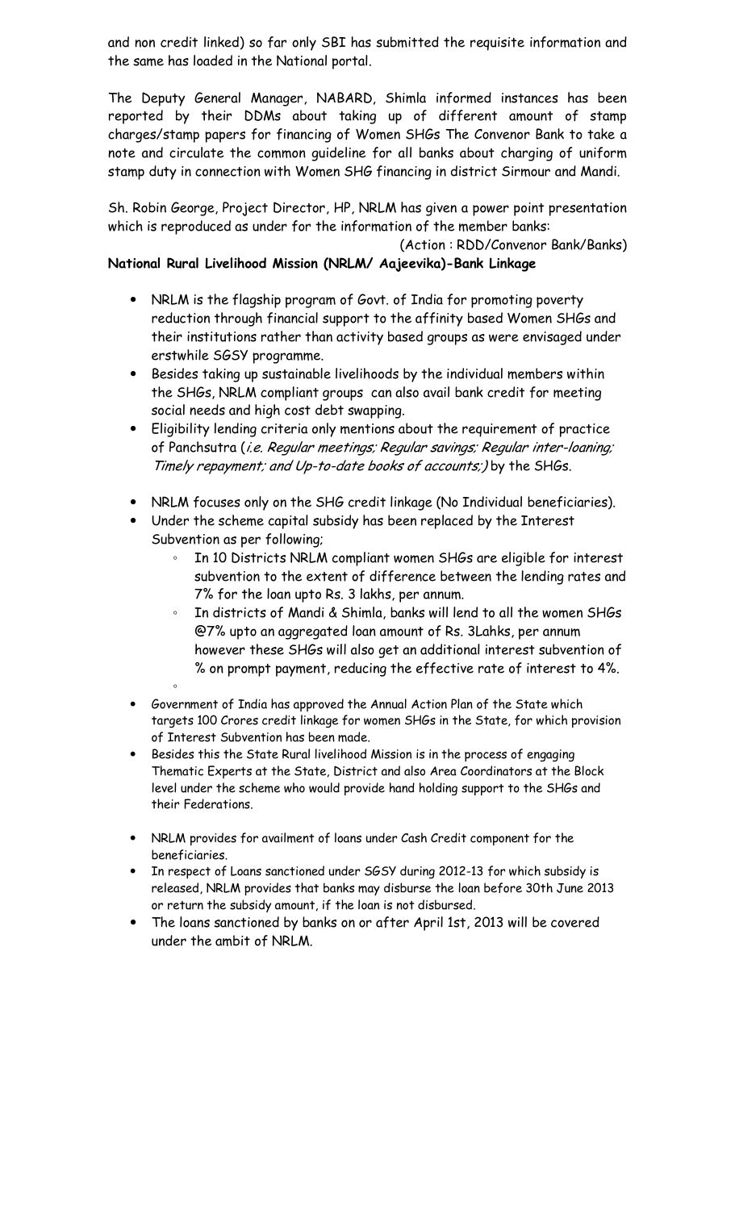and non credit linked) so far only SBI has submitted the requisite information and the same has loaded in the National portal.

The Deputy General Manager, NABARD, Shimla informed instances has been reported by their DDMs about taking up of different amount of stamp charges/stamp papers for financing of Women SHGs The Convenor Bank to take a note and circulate the common guideline for all banks about charging of uniform stamp duty in connection with Women SHG financing in district Sirmour and Mandi.

Sh. Robin George, Project Director, HP, NRLM has given a power point presentation which is reproduced as under for the information of the member banks:

(Action : RDD/Convenor Bank/Banks)

**National Rural Livelihood Mission (NRLM/ Aajeevika)-Bank Linkage**

- NRLM is the flagship program of Govt. of India for promoting poverty reduction through financial support to the affinity based Women SHGs and their institutions rather than activity based groups as were envisaged under erstwhile SGSY programme.
- Besides taking up sustainable livelihoods by the individual members within the SHGs, NRLM compliant groups can also avail bank credit for meeting social needs and high cost debt swapping.
- Eligibility lending criteria only mentions about the requirement of practice of Panchsutra (*i.e. Regular meetings; Regular savings; Regular inter-loaning; Timely repayment; and Up-to-date books of accounts;)* by the SHGs.
- NRLM focuses only on the SHG credit linkage (No Individual beneficiaries).
- Under the scheme capital subsidy has been replaced by the Interest Subvention as per following;
  - In 10 Districts NRLM compliant women SHGs are eligible for interest subvention to the extent of difference between the lending rates and 7% for the loan upto Rs. 3 lakhs, per annum.
  - In districts of Mandi & Shimla, banks will lend to all the women SHGs @7% upto an aggregated loan amount of Rs. 3Lahks, per annum however these SHGs will also get an additional interest subvention of % on prompt payment, reducing the effective rate of interest to 4%.
- Government of India has approved the Annual Action Plan of the State which targets 100 Crores credit linkage for women SHGs in the State, for which provision of Interest Subvention has been made.
- Besides this the State Rural livelihood Mission is in the process of engaging Thematic Experts at the State, District and also Area Coordinators at the Block level under the scheme who would provide hand holding support to the SHGs and their Federations.
- NRLM provides for availment of loans under Cash Credit component for the beneficiaries.
- In respect of Loans sanctioned under SGSY during 2012-13 for which subsidy is released, NRLM provides that banks may disburse the loan before 30th June 2013 or return the subsidy amount, if the loan is not disbursed.
- The loans sanctioned by banks on or after April 1st, 2013 will be covered under the ambit of NRLM.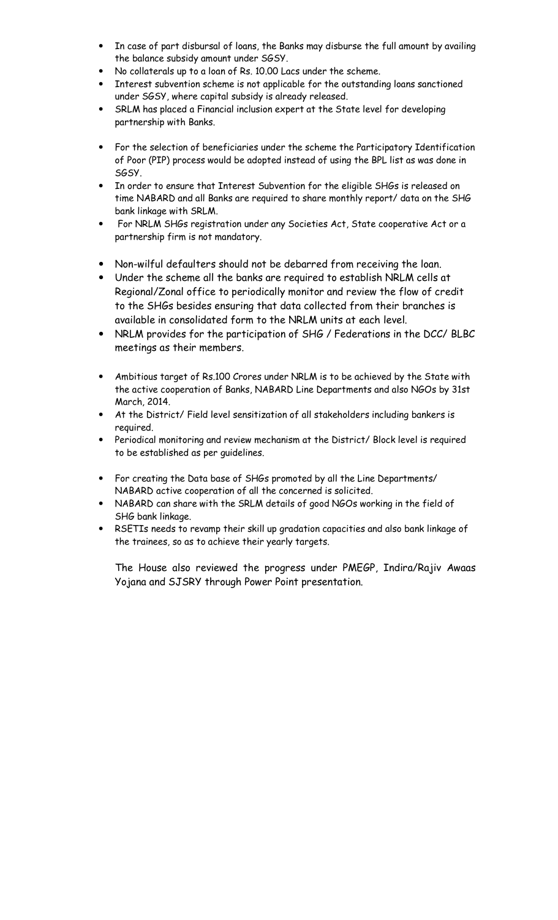- In case of part disbursal of loans, the Banks may disburse the full amount by availing the balance subsidy amount under SGSY.
- No collaterals up to a loan of Rs. 10.00 Lacs under the scheme.
- Interest subvention scheme is not applicable for the outstanding loans sanctioned under SGSY, where capital subsidy is already released.
- SRLM has placed a Financial inclusion expert at the State level for developing partnership with Banks.

- For the selection of beneficiaries under the scheme the Participatory Identification of Poor (PIP) process would be adopted instead of using the BPL list as was done in SGSY.
- In order to ensure that Interest Subvention for the eligible SHGs is released on time NABARD and all Banks are required to share monthly report/ data on the SHG bank linkage with SRLM.
- For NRLM SHGs registration under any Societies Act, State cooperative Act or a partnership firm is not mandatory.

- Non-wilful defaulters should not be debarred from receiving the loan.
- Under the scheme all the banks are required to establish NRLM cells at Regional/Zonal office to periodically monitor and review the flow of credit to the SHGs besides ensuring that data collected from their branches is available in consolidated form to the NRLM units at each level.
- NRLM provides for the participation of SHG / Federations in the DCC/ BLBC meetings as their members.

- Ambitious target of Rs.100 Crores under NRLM is to be achieved by the State with the active cooperation of Banks, NABARD Line Departments and also NGOs by 31st March, 2014.
- At the District/ Field level sensitization of all stakeholders including bankers is required.
- Periodical monitoring and review mechanism at the District/ Block level is required to be established as per guidelines.

- For creating the Data base of SHGs promoted by all the Line Departments/ NABARD active cooperation of all the concerned is solicited.
- NABARD can share with the SRLM details of good NGOs working in the field of SHG bank linkage.
- RSETIs needs to revamp their skill up gradation capacities and also bank linkage of the trainees, so as to achieve their yearly targets.

The House also reviewed the progress under PMEGP, Indira/Rajiv Awaas Yojana and SJSRY through Power Point presentation.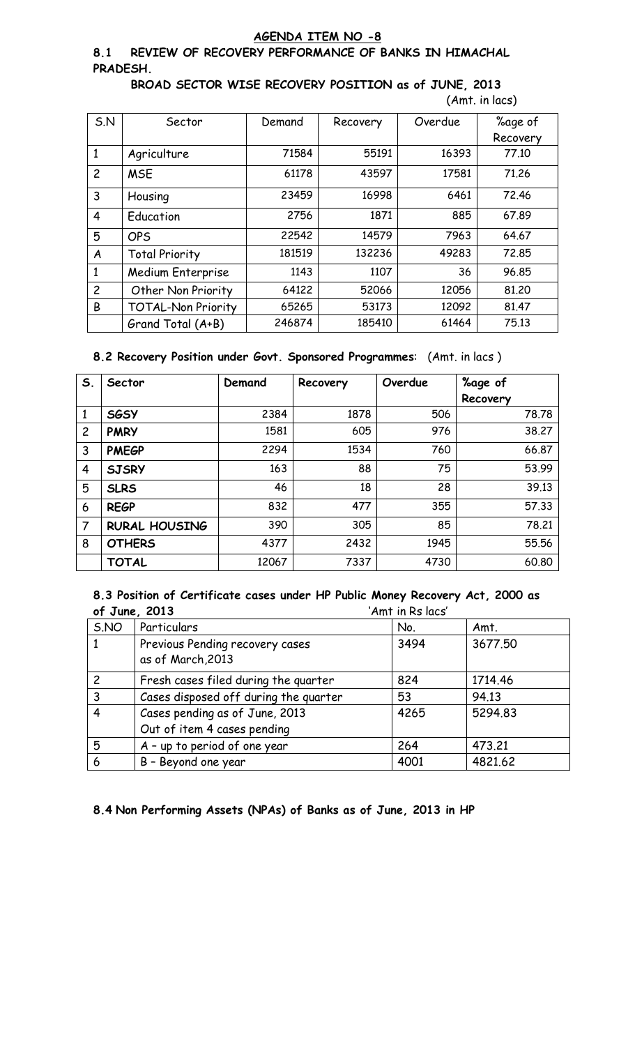## AGENDA ITEM NO -8

### 8.1 REVIEW OF RECOVERY PERFORMANCE OF BANKS IN HIMACHAL PRADESH.

**BROAD SECTOR WISE RECOVERY POSITION as of JUNE, 2013**

(Amt. in lacs)

| S.N | Sector | Demand | Recovery | Overdue | %age of Recovery |
|---|---|---|---|---|---|
| 1 | Agriculture | 71584 | 55191 | 16393 | 77.10 |
| 2 | MSE | 61178 | 43597 | 17581 | 71.26 |
| 3 | Housing | 23459 | 16998 | 6461 | 72.46 |
| 4 | Education | 2756 | 1871 | 885 | 67.89 |
| 5 | OPS | 22542 | 14579 | 7963 | 64.67 |
| A | Total Priority | 181519 | 132236 | 49283 | 72.85 |
| 1 | Medium Enterprise | 1143 | 1107 | 36 | 96.85 |
| 2 | Other Non Priority | 64122 | 52066 | 12056 | 81.20 |
| B | TOTAL-Non Priority | 65265 | 53173 | 12092 | 81.47 |
| | Grand Total (A+B) | 246874 | 185410 | 61464 | 75.13 |

### 8.2 Recovery Position under Govt. Sponsored Programmes: (Amt. in lacs )

| S. | Sector | Demand | Recovery | Overdue | %age of Recovery |
|---|---|---|---|---|---|
| 1 | **SGSY** | 2384 | 1878 | 506 | 78.78 |
| 2 | **PMRY** | 1581 | 605 | 976 | 38.27 |
| 3 | **PMEGP** | 2294 | 1534 | 760 | 66.87 |
| 4 | **SJSRY** | 163 | 88 | 75 | 53.99 |
| 5 | **SLRS** | 46 | 18 | 28 | 39.13 |
| 6 | **REGP** | 832 | 477 | 355 | 57.33 |
| 7 | **RURAL HOUSING** | 390 | 305 | 85 | 78.21 |
| 8 | **OTHERS** | 4377 | 2432 | 1945 | 55.56 |
| | **TOTAL** | 12067 | 7337 | 4730 | 60.80 |

### 8.3 Position of Certificate cases under HP Public Money Recovery Act, 2000 as of June, 2013

'Amt in Rs lacs'

| S.NO | Particulars | No. | Amt. |
|---|---|---|---|
| 1 | Previous Pending recovery cases as of March,2013 | 3494 | 3677.50 |
| 2 | Fresh cases filed during the quarter | 824 | 1714.46 |
| 3 | Cases disposed off during the quarter | 53 | 94.13 |
| 4 | Cases pending as of June, 2013<br>Out of item 4 cases pending | 4265 | 5294.83 |
| 5 | A – up to period of one year | 264 | 473.21 |
| 6 | B – Beyond one year | 4001 | 4821.62 |

### 8.4 Non Performing Assets (NPAs) of Banks as of June, 2013 in HP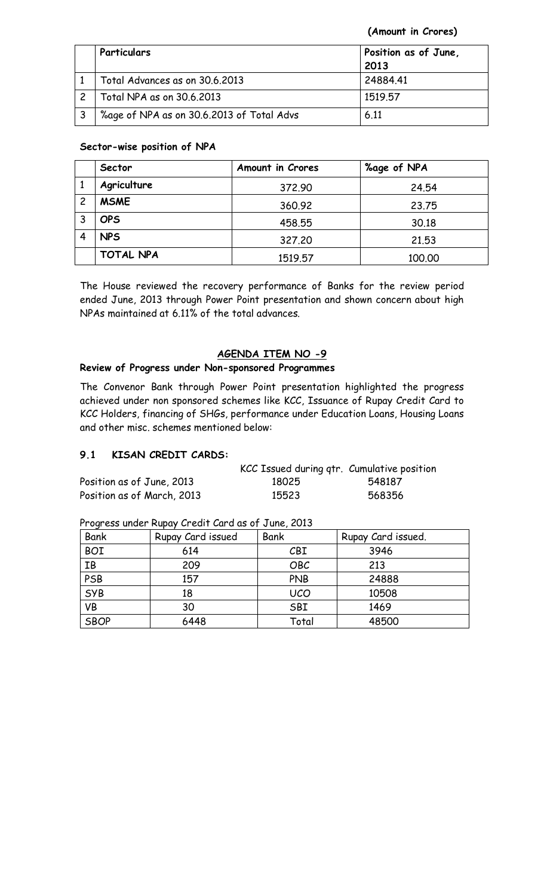**(Amount in Crores)**

| | **Particulars** | **Position as of June, 2013** |
|---|---|---|
| 1 | Total Advances as on 30.6.2013 | 24884.41 |
| 2 | Total NPA as on 30.6.2013 | 1519.57 |
| 3 | %age of NPA as on 30.6.2013 of Total Advs | 6.11 |

**Sector-wise position of NPA**

| | **Sector** | **Amount in Crores** | **%age of NPA** |
|---|---|---|---|
| 1 | **Agriculture** | 372.90 | 24.54 |
| 2 | **MSME** | 360.92 | 23.75 |
| 3 | **OPS** | 458.55 | 30.18 |
| 4 | **NPS** | 327.20 | 21.53 |
| | **TOTAL NPA** | 1519.57 | 100.00 |

The House reviewed the recovery performance of Banks for the review period ended June, 2013 through Power Point presentation and shown concern about high NPAs maintained at 6.11% of the total advances.

## AGENDA ITEM NO -9

**Review of Progress under Non-sponsored Programmes**

The Convenor Bank through Power Point presentation highlighted the progress achieved under non sponsored schemes like KCC, Issuance of Rupay Credit Card to KCC Holders, financing of SHGs, performance under Education Loans, Housing Loans and other misc. schemes mentioned below:

### 9.1 KISAN CREDIT CARDS:

| | KCC Issued during qtr. | Cumulative position |
|---|---|---|
| Position as of June, 2013 | 18025 | 548187 |
| Position as of March, 2013 | 15523 | 568356 |

Progress under Rupay Credit Card as of June, 2013

| Bank | Rupay Card issued | Bank | Rupay Card issued. |
|---|---|---|---|
| BOI | 614 | CBI | 3946 |
| IB | 209 | OBC | 213 |
| PSB | 157 | PNB | 24888 |
| SYB | 18 | UCO | 10508 |
| VB | 30 | SBI | 1469 |
| SBOP | 6448 | Total | 48500 |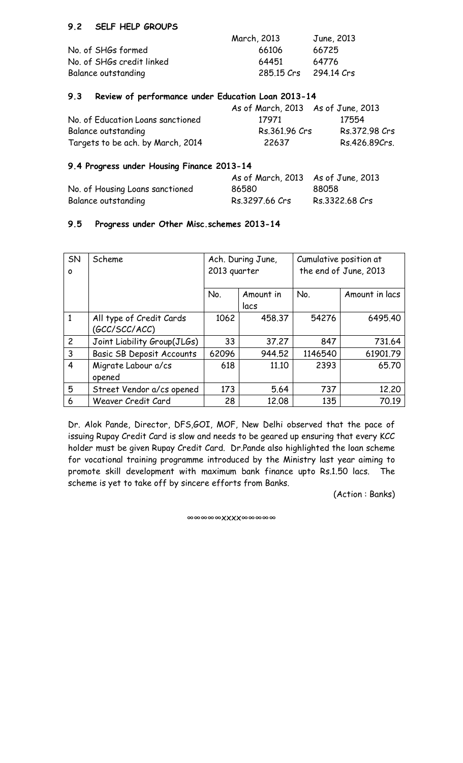### 9.2 SELF HELP GROUPS

| | March, 2013 | June, 2013 |
|---|---|---|
| No. of SHGs formed | 66106 | 66725 |
| No. of SHGs credit linked | 64451 | 64776 |
| Balance outstanding | 285.15 Crs | 294.14 Crs |

### 9.3 Review of performance under Education Loan 2013-14

| | As of March, 2013 | As of June, 2013 |
|---|---|---|
| No. of Education Loans sanctioned | 17971 | 17554 |
| Balance outstanding | Rs.361.96 Crs | Rs.372.98 Crs |
| Targets to be ach. by March, 2014 | 22637 | Rs.426.89Crs. |

### 9.4 Progress under Housing Finance 2013-14

| | As of March, 2013 | As of June, 2013 |
|---|---|---|
| No. of Housing Loans sanctioned | 86580 | 88058 |
| Balance outstanding | Rs.3297.66 Crs | Rs.3322.68 Crs |

### 9.5 Progress under Other Misc.schemes 2013-14

| SNo | Scheme | Ach. During June, 2013 quarter | | Cumulative position at the end of June, 2013 | |
|---|---|---|---|---|---|
| | | No. | Amount in lacs | No. | Amount in lacs |
| 1 | All type of Credit Cards (GCC/SCC/ACC) | 1062 | 458.37 | 54276 | 6495.40 |
| 2 | Joint Liability Group(JLGs) | 33 | 37.27 | 847 | 731.64 |
| 3 | Basic SB Deposit Accounts | 62096 | 944.52 | 1146540 | 61901.79 |
| 4 | Migrate Labour a/cs opened | 618 | 11.10 | 2393 | 65.70 |
| 5 | Street Vendor a/cs opened | 173 | 5.64 | 737 | 12.20 |
| 6 | Weaver Credit Card | 28 | 12.08 | 135 | 70.19 |

Dr. Alok Pande, Director, DFS,GOI, MOF, New Delhi observed that the pace of issuing Rupay Credit Card is slow and needs to be geared up ensuring that every KCC holder must be given Rupay Credit Card. Dr.Pande also highlighted the loan scheme for vocational training programme introduced by the Ministry last year aiming to promote skill development with maximum bank finance upto Rs.1.50 lacs. The scheme is yet to take off by sincere efforts from Banks.

(Action : Banks)

∞∞∞∞∞xxxx∞∞∞∞∞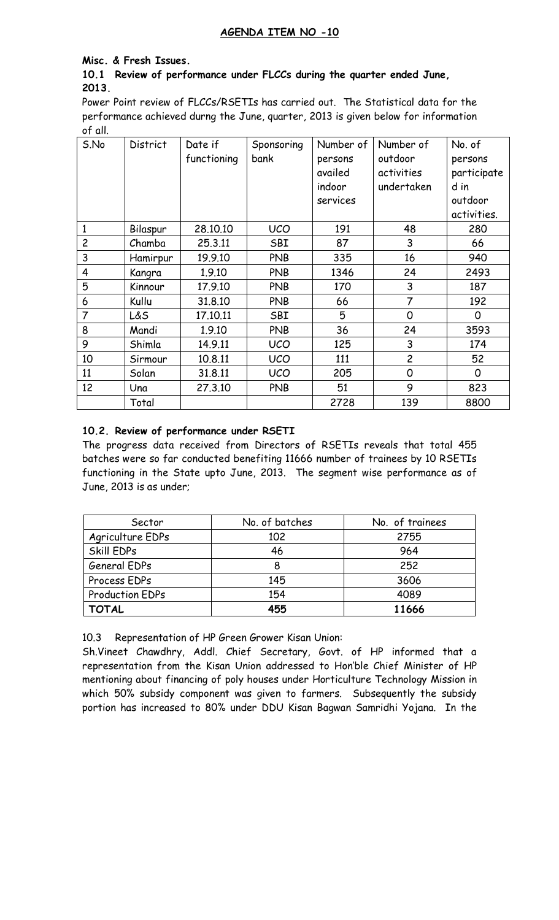## AGENDA ITEM NO -10

**Misc. & Fresh Issues.**

**10.1 Review of performance under FLCCs during the quarter ended June, 2013.**

Power Point review of FLCCs/RSETIs has carried out. The Statistical data for the performance achieved durng the June, quarter, 2013 is given below for information of all.

| S.No | District | Date if functioning | Sponsoring bank | Number of persons availed indoor services | Number of outdoor activities undertaken | No. of persons participated in outdoor activities. |
|---|---|---|---|---|---|---|
| 1 | Bilaspur | 28.10.10 | UCO | 191 | 48 | 280 |
| 2 | Chamba | 25.3.11 | SBI | 87 | 3 | 66 |
| 3 | Hamirpur | 19.9.10 | PNB | 335 | 16 | 940 |
| 4 | Kangra | 1.9.10 | PNB | 1346 | 24 | 2493 |
| 5 | Kinnour | 17.9.10 | PNB | 170 | 3 | 187 |
| 6 | Kullu | 31.8.10 | PNB | 66 | 7 | 192 |
| 7 | L&S | 17.10.11 | SBI | 5 | 0 | 0 |
| 8 | Mandi | 1.9.10 | PNB | 36 | 24 | 3593 |
| 9 | Shimla | 14.9.11 | UCO | 125 | 3 | 174 |
| 10 | Sirmour | 10.8.11 | UCO | 111 | 2 | 52 |
| 11 | Solan | 31.8.11 | UCO | 205 | 0 | 0 |
| 12 | Una | 27.3.10 | PNB | 51 | 9 | 823 |
| | Total | | | 2728 | 139 | 8800 |

**10.2. Review of performance under RSETI**

The progress data received from Directors of RSETIs reveals that total 455 batches were so far conducted benefiting 11666 number of trainees by 10 RSETIs functioning in the State upto June, 2013. The segment wise performance as of June, 2013 is as under;

| Sector | No. of batches | No. of trainees |
|---|---|---|
| Agriculture EDPs | 102 | 2755 |
| Skill EDPs | 46 | 964 |
| General EDPs | 8 | 252 |
| Process EDPs | 145 | 3606 |
| Production EDPs | 154 | 4089 |
| **TOTAL** | **455** | **11666** |

10.3 Representation of HP Green Grower Kisan Union:

Sh.Vineet Chawdhry, Addl. Chief Secretary, Govt. of HP informed that a representation from the Kisan Union addressed to Hon'ble Chief Minister of HP mentioning about financing of poly houses under Horticulture Technology Mission in which 50% subsidy component was given to farmers. Subsequently the subsidy portion has increased to 80% under DDU Kisan Bagwan Samridhi Yojana. In the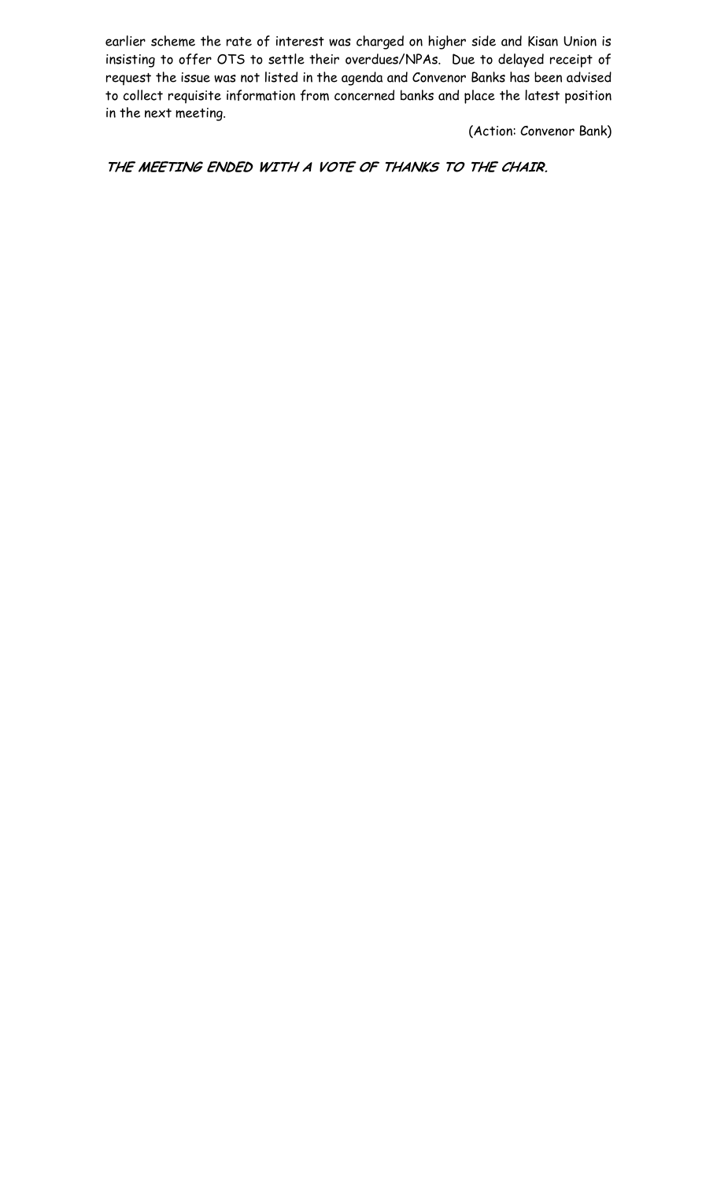earlier scheme the rate of interest was charged on higher side and Kisan Union is insisting to offer OTS to settle their overdues/NPAs. Due to delayed receipt of request the issue was not listed in the agenda and Convenor Banks has been advised to collect requisite information from concerned banks and place the latest position in the next meeting.

(Action: Convenor Bank)

***THE MEETING ENDED WITH A VOTE OF THANKS TO THE CHAIR.***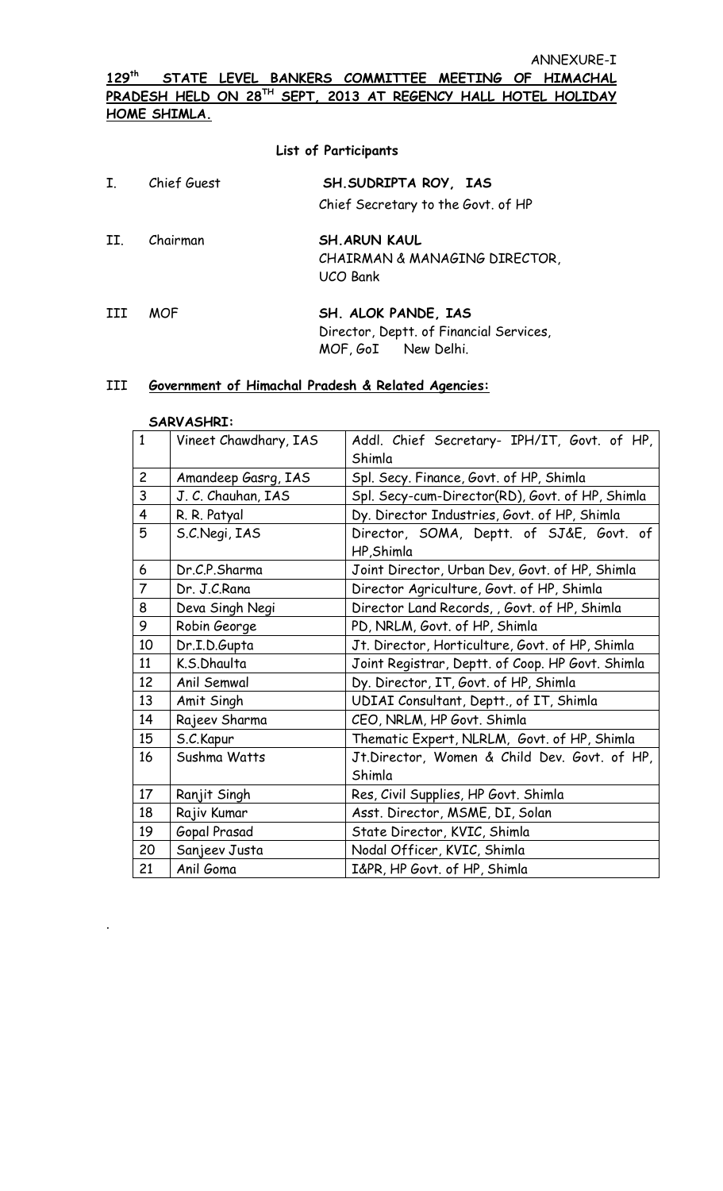ANNEXURE-I

**129th STATE LEVEL BANKERS COMMITTEE MEETING OF HIMACHAL PRADESH HELD ON 28TH SEPT, 2013 AT REGENCY HALL HOTEL HOLIDAY HOME SHIMLA.**

**List of Participants**

I. Chief Guest — **SH.SUDRIPTA ROY, IAS**
Chief Secretary to the Govt. of HP

II. Chairman — **SH.ARUN KAUL**
CHAIRMAN & MANAGING DIRECTOR,
UCO Bank

III MOF — **SH. ALOK PANDE, IAS**
Director, Deptt. of Financial Services,
MOF, GoI New Delhi.

III **Government of Himachal Pradesh & Related Agencies:**

**SARVASHRI:**

| | | |
|---|---|---|
| 1 | Vineet Chawdhary, IAS | Addl. Chief Secretary- IPH/IT, Govt. of HP, Shimla |
| 2 | Amandeep Gasrg, IAS | Spl. Secy. Finance, Govt. of HP, Shimla |
| 3 | J. C. Chauhan, IAS | Spl. Secy-cum-Director(RD), Govt. of HP, Shimla |
| 4 | R. R. Patyal | Dy. Director Industries, Govt. of HP, Shimla |
| 5 | S.C.Negi, IAS | Director, SOMA, Deptt. of SJ&E, Govt. of HP,Shimla |
| 6 | Dr.C.P.Sharma | Joint Director, Urban Dev, Govt. of HP, Shimla |
| 7 | Dr. J.C.Rana | Director Agriculture, Govt. of HP, Shimla |
| 8 | Deva Singh Negi | Director Land Records, , Govt. of HP, Shimla |
| 9 | Robin George | PD, NRLM, Govt. of HP, Shimla |
| 10 | Dr.I.D.Gupta | Jt. Director, Horticulture, Govt. of HP, Shimla |
| 11 | K.S.Dhaulta | Joint Registrar, Deptt. of Coop. HP Govt. Shimla |
| 12 | Anil Semwal | Dy. Director, IT, Govt. of HP, Shimla |
| 13 | Amit Singh | UDIAI Consultant, Deptt., of IT, Shimla |
| 14 | Rajeev Sharma | CEO, NRLM, HP Govt. Shimla |
| 15 | S.C.Kapur | Thematic Expert, NLRLM, Govt. of HP, Shimla |
| 16 | Sushma Watts | Jt.Director, Women & Child Dev. Govt. of HP, Shimla |
| 17 | Ranjit Singh | Res, Civil Supplies, HP Govt. Shimla |
| 18 | Rajiv Kumar | Asst. Director, MSME, DI, Solan |
| 19 | Gopal Prasad | State Director, KVIC, Shimla |
| 20 | Sanjeev Justa | Nodal Officer, KVIC, Shimla |
| 21 | Anil Goma | I&PR, HP Govt. of HP, Shimla |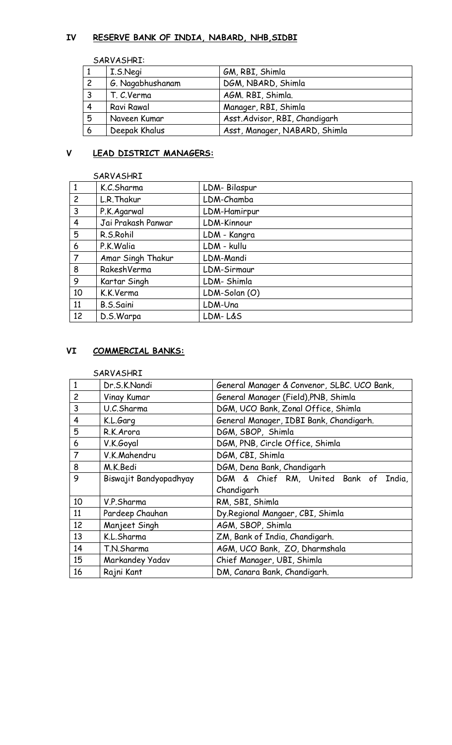## IV RESERVE BANK OF INDIA, NABARD, NHB,SIDBI

SARVASHRI:

| | | |
|---|---|---|
| 1 | I.S.Negi | GM, RBI, Shimla |
| 2 | G. Nagabhushanam | DGM, NBARD, Shimla |
| 3 | T. C.Verma | AGM. RBI, Shimla. |
| 4 | Ravi Rawal | Manager, RBI, Shimla |
| 5 | Naveen Kumar | Asst.Advisor, RBI, Chandigarh |
| 6 | Deepak Khalus | Asst, Manager, NABARD, Shimla |

## V LEAD DISTRICT MANAGERS:

SARVASHRI

| | | |
|---|---|---|
| 1 | K.C.Sharma | LDM- Bilaspur |
| 2 | L.R.Thakur | LDM-Chamba |
| 3 | P.K.Agarwal | LDM-Hamirpur |
| 4 | Jai Prakash Panwar | LDM-Kinnour |
| 5 | R.S.Rohil | LDM - Kangra |
| 6 | P.K.Walia | LDM - kullu |
| 7 | Amar Singh Thakur | LDM-Mandi |
| 8 | RakeshVerma | LDM-Sirmaur |
| 9 | Kartar Singh | LDM- Shimla |
| 10 | K.K.Verma | LDM-Solan (O) |
| 11 | B.S.Saini | LDM-Una |
| 12 | D.S.Warpa | LDM- L&S |

## VI COMMERCIAL BANKS:

SARVASHRI

| | | |
|---|---|---|
| 1 | Dr.S.K.Nandi | General Manager & Convenor, SLBC. UCO Bank, |
| 2 | Vinay Kumar | General Manager (Field),PNB, Shimla |
| 3 | U.C.Sharma | DGM, UCO Bank, Zonal Office, Shimla |
| 4 | K.L.Garg | General Manager, IDBI Bank, Chandigarh. |
| 5 | R.K.Arora | DGM, SBOP, Shimla |
| 6 | V.K.Goyal | DGM, PNB, Circle Office, Shimla |
| 7 | V.K.Mahendru | DGM, CBI, Shimla |
| 8 | M.K.Bedi | DGM, Dena Bank, Chandigarh |
| 9 | Biswajit Bandyopadhyay | DGM & Chief RM, United Bank of India, Chandigarh |
| 10 | V.P.Sharma | RM, SBI, Shimla |
| 11 | Pardeep Chauhan | Dy.Regional Mangaer, CBI, Shimla |
| 12 | Manjeet Singh | AGM, SBOP, Shimla |
| 13 | K.L.Sharma | ZM, Bank of India, Chandigarh. |
| 14 | T.N.Sharma | AGM, UCO Bank, ZO, Dharmshala |
| 15 | Markandey Yadav | Chief Manager, UBI, Shimla |
| 16 | Rajni Kant | DM, Canara Bank, Chandigarh. |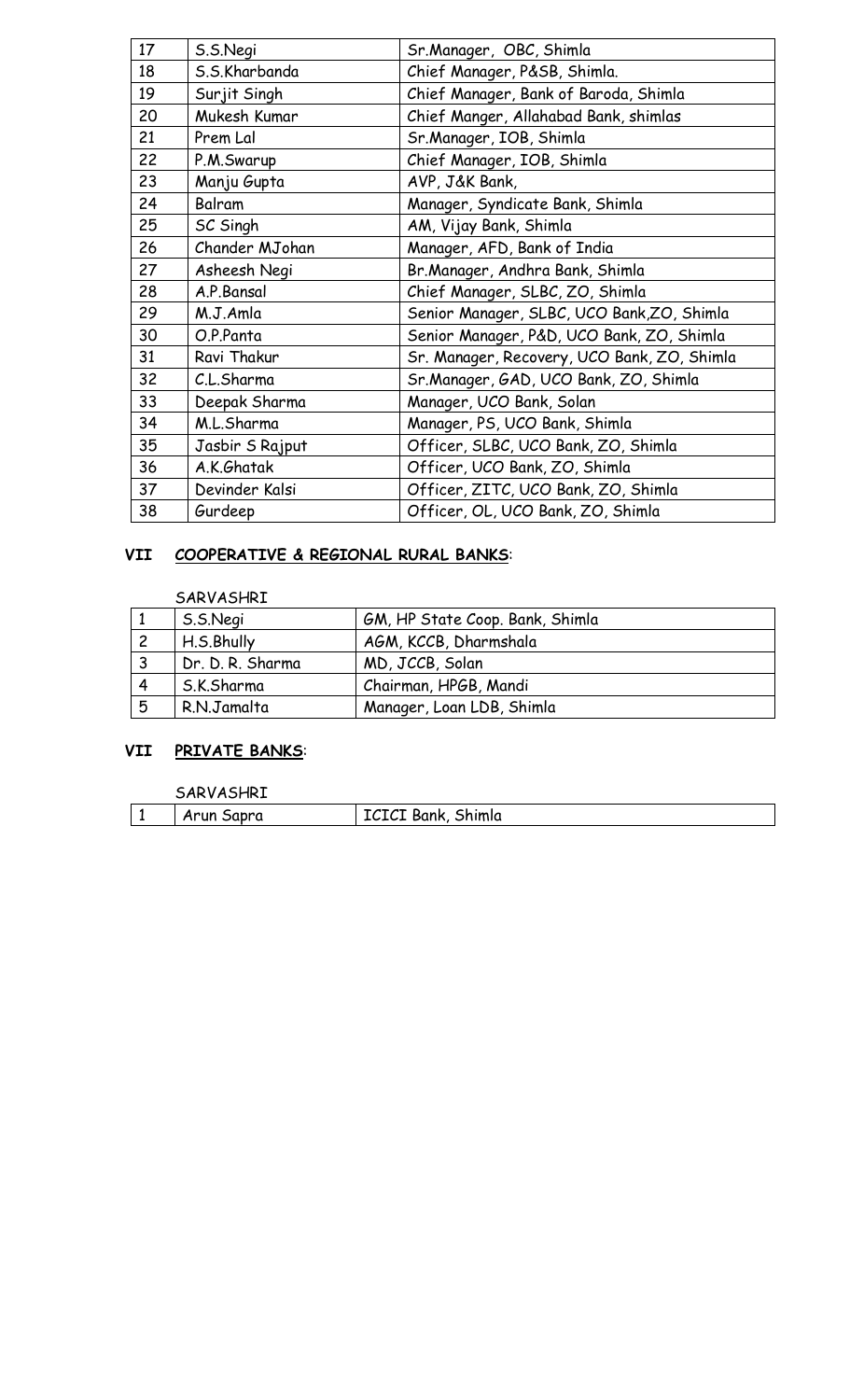| 17 | S.S.Negi | Sr.Manager, OBC, Shimla |
|---|---|---|
| 18 | S.S.Kharbanda | Chief Manager, P&SB, Shimla. |
| 19 | Surjit Singh | Chief Manager, Bank of Baroda, Shimla |
| 20 | Mukesh Kumar | Chief Manger, Allahabad Bank, shimlas |
| 21 | Prem Lal | Sr.Manager, IOB, Shimla |
| 22 | P.M.Swarup | Chief Manager, IOB, Shimla |
| 23 | Manju Gupta | AVP, J&K Bank, |
| 24 | Balram | Manager, Syndicate Bank, Shimla |
| 25 | SC Singh | AM, Vijay Bank, Shimla |
| 26 | Chander MJohan | Manager, AFD, Bank of India |
| 27 | Asheesh Negi | Br.Manager, Andhra Bank, Shimla |
| 28 | A.P.Bansal | Chief Manager, SLBC, ZO, Shimla |
| 29 | M.J.Amla | Senior Manager, SLBC, UCO Bank,ZO, Shimla |
| 30 | O.P.Panta | Senior Manager, P&D, UCO Bank, ZO, Shimla |
| 31 | Ravi Thakur | Sr. Manager, Recovery, UCO Bank, ZO, Shimla |
| 32 | C.L.Sharma | Sr.Manager, GAD, UCO Bank, ZO, Shimla |
| 33 | Deepak Sharma | Manager, UCO Bank, Solan |
| 34 | M.L.Sharma | Manager, PS, UCO Bank, Shimla |
| 35 | Jasbir S Rajput | Officer, SLBC, UCO Bank, ZO, Shimla |
| 36 | A.K.Ghatak | Officer, UCO Bank, ZO, Shimla |
| 37 | Devinder Kalsi | Officer, ZITC, UCO Bank, ZO, Shimla |
| 38 | Gurdeep | Officer, OL, UCO Bank, ZO, Shimla |

**VII <u>COOPERATIVE & REGIONAL RURAL BANKS</u>:**

SARVASHRI

| 1 | S.S.Negi | GM, HP State Coop. Bank, Shimla |
|---|---|---|
| 2 | H.S.Bhully | AGM, KCCB, Dharmshala |
| 3 | Dr. D. R. Sharma | MD, JCCB, Solan |
| 4 | S.K.Sharma | Chairman, HPGB, Mandi |
| 5 | R.N.Jamalta | Manager, Loan LDB, Shimla |

**VII <u>PRIVATE BANKS</u>:**

SARVASHRI

| 1 | Arun Sapra | ICICI Bank, Shimla |
|---|---|---|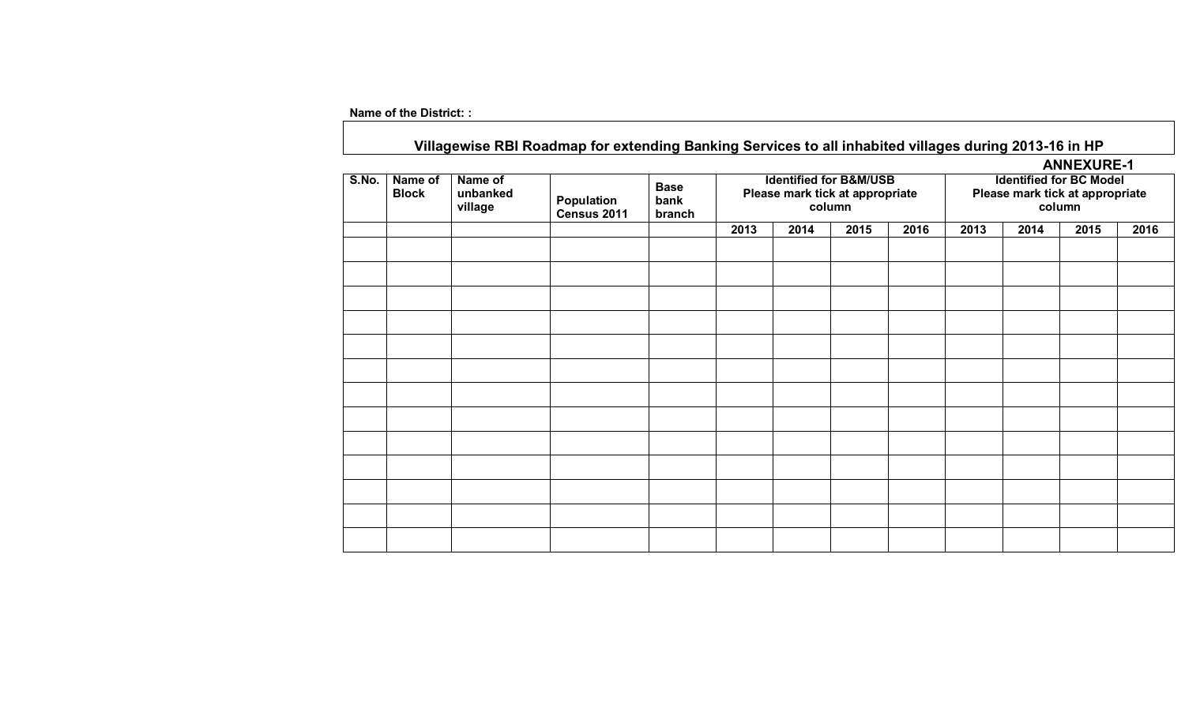**Name of the District: :**

## Villagewise RBI Roadmap for extending Banking Services to all inhabited villages during 2013-16 in HP

**ANNEXURE-1**

| S.No. | Name of Block | Name of unbanked village | Population Census 2011 | Base bank branch | Identified for B&M/USB Please mark tick at appropriate column | | | | Identified for BC Model Please mark tick at appropriate column | | | |
|---|---|---|---|---|---|---|---|---|---|---|---|---|
| | | | | | 2013 | 2014 | 2015 | 2016 | 2013 | 2014 | 2015 | 2016 |
| | | | | | | | | | | | | |
| | | | | | | | | | | | | |
| | | | | | | | | | | | | |
| | | | | | | | | | | | | |
| | | | | | | | | | | | | |
| | | | | | | | | | | | | |
| | | | | | | | | | | | | |
| | | | | | | | | | | | | |
| | | | | | | | | | | | | |
| | | | | | | | | | | | | |
| | | | | | | | | | | | | |
| | | | | | | | | | | | | |
| | | | | | | | | | | | | |